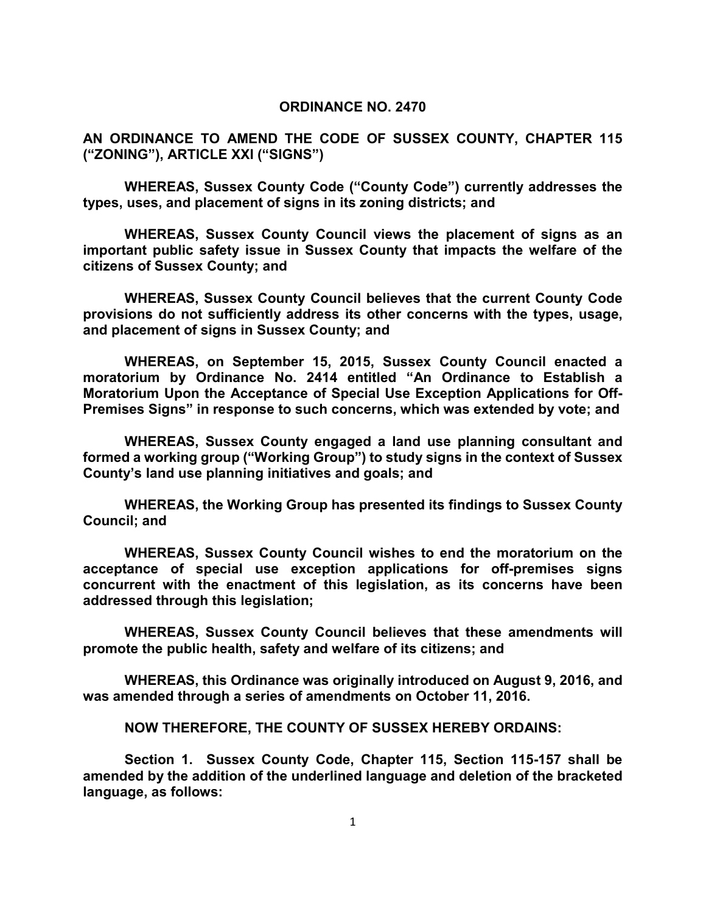# ORDINANCE NO. 2470

**AN ORDINANCE TO AMEND THE CODE OF SUSSEX COUNTY, CHAPTER 115 ("ZONING"), ARTICLE XXI ("SIGNS")**

**WHEREAS, Sussex County Code ("County Code") currently addresses the types, uses, and placement of signs in its zoning districts; and**

**WHEREAS, Sussex County Council views the placement of signs as an important public safety issue in Sussex County that impacts the welfare of the citizens of Sussex County; and**

**WHEREAS, Sussex County Council believes that the current County Code provisions do not sufficiently address its other concerns with the types, usage, and placement of signs in Sussex County; and**

**WHEREAS, on September 15, 2015, Sussex County Council enacted a moratorium by Ordinance No. 2414 entitled "An Ordinance to Establish a Moratorium Upon the Acceptance of Special Use Exception Applications for Off-Premises Signs" in response to such concerns, which was extended by vote; and**

**WHEREAS, Sussex County engaged a land use planning consultant and formed a working group ("Working Group") to study signs in the context of Sussex County's land use planning initiatives and goals; and**

**WHEREAS, the Working Group has presented its findings to Sussex County Council; and**

**WHEREAS, Sussex County Council wishes to end the moratorium on the acceptance of special use exception applications for off-premises signs concurrent with the enactment of this legislation, as its concerns have been addressed through this legislation;**

**WHEREAS, Sussex County Council believes that these amendments will promote the public health, safety and welfare of its citizens; and**

**WHEREAS, this Ordinance was originally introduced on August 9, 2016, and was amended through a series of amendments on October 11, 2016.**

**NOW THEREFORE, THE COUNTY OF SUSSEX HEREBY ORDAINS:**

**Section 1. Sussex County Code, Chapter 115, Section 115-157 shall be amended by the addition of the underlined language and deletion of the bracketed language, as follows:**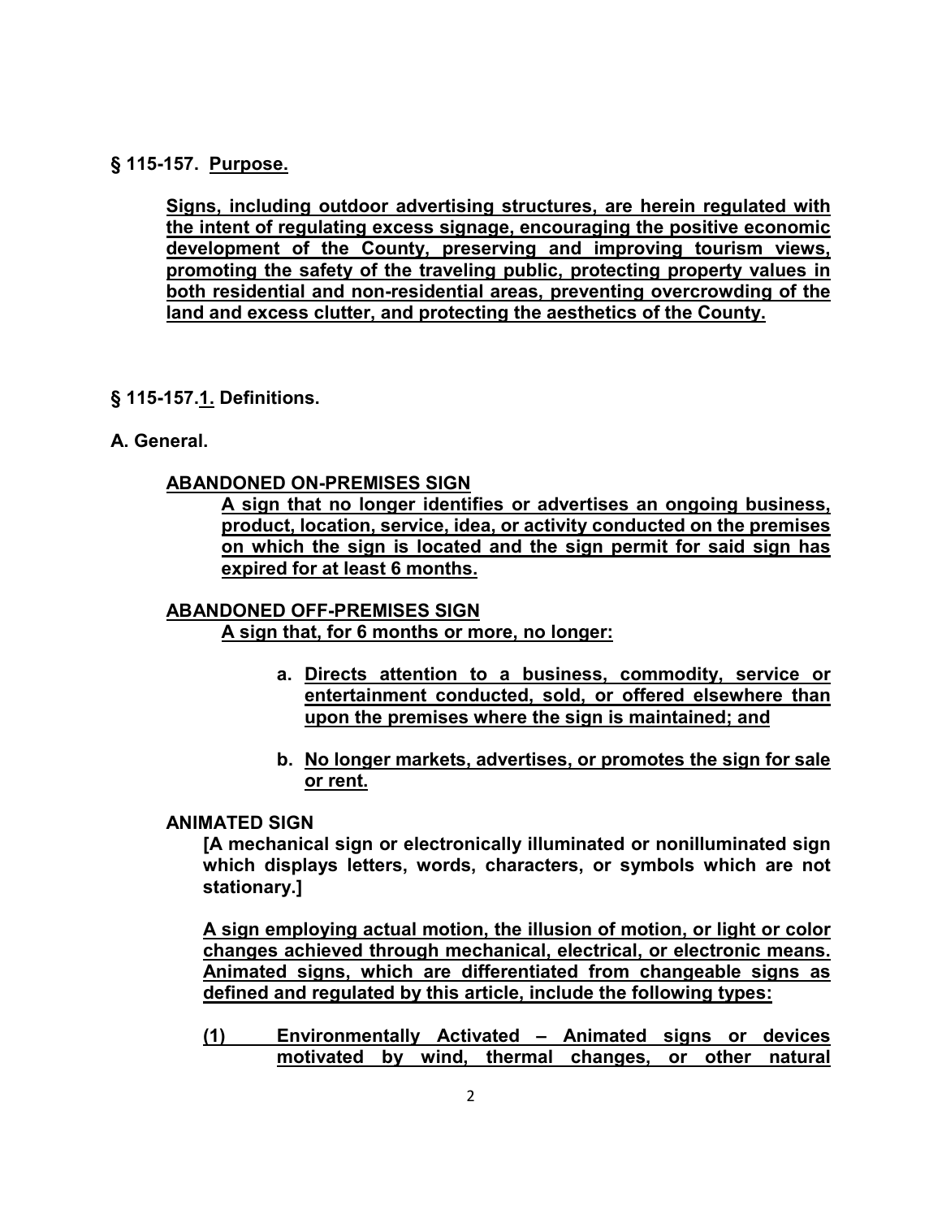**§ 115-157. Purpose.**

**Signs, including outdoor advertising structures, are herein regulated with the intent of regulating excess signage, encouraging the positive economic development of the County, preserving and improving tourism views, promoting the safety of the traveling public, protecting property values in both residential and non-residential areas, preventing overcrowding of the land and excess clutter, and protecting the aesthetics of the County.**

**§ 115-157.1. Definitions.**

**A. General.**

**ABANDONED ON-PREMISES SIGN**

**A sign that no longer identifies or advertises an ongoing business, product, location, service, idea, or activity conducted on the premises on which the sign is located and the sign permit for said sign has expired for at least 6 months.**

**ABANDONED OFF-PREMISES SIGN**

**A sign that, for 6 months or more, no longer:**

- **a. Directs attention to a business, commodity, service or entertainment conducted, sold, or offered elsewhere than upon the premises where the sign is maintained; and**
- **b. No longer markets, advertises, or promotes the sign for sale or rent.**

**ANIMATED SIGN**

**[A mechanical sign or electronically illuminated or nonilluminated sign which displays letters, words, characters, or symbols which are not stationary.]**

**A sign employing actual motion, the illusion of motion, or light or color changes achieved through mechanical, electrical, or electronic means. Animated signs, which are differentiated from changeable signs as defined and regulated by this article, include the following types:**

**(1) Environmentally Activated – Animated signs or devices motivated by wind, thermal changes, or other natural**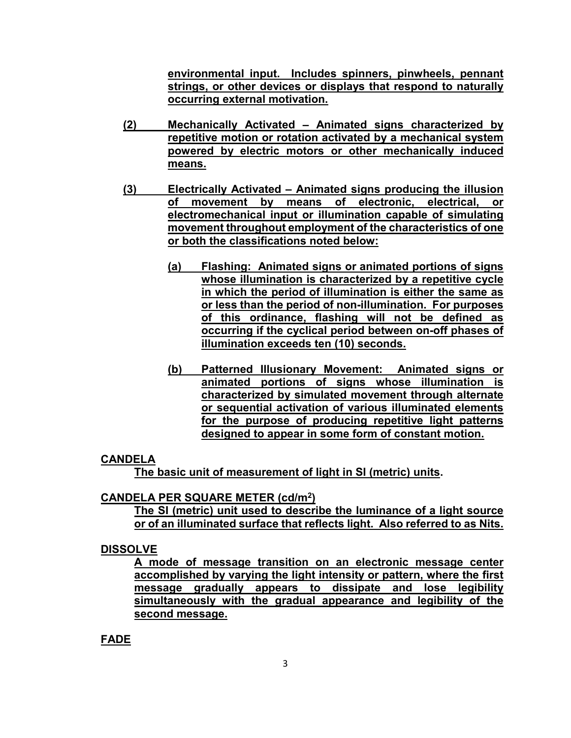**environmental input. Includes spinners, pinwheels, pennant strings, or other devices or displays that respond to naturally occurring external motivation.**

**(2) Mechanically Activated – Animated signs characterized by repetitive motion or rotation activated by a mechanical system powered by electric motors or other mechanically induced means.**

**(3) Electrically Activated – Animated signs producing the illusion of movement by means of electronic, electrical, or electromechanical input or illumination capable of simulating movement throughout employment of the characteristics of one or both the classifications noted below:**

**(a) Flashing: Animated signs or animated portions of signs whose illumination is characterized by a repetitive cycle in which the period of illumination is either the same as or less than the period of non-illumination. For purposes of this ordinance, flashing will not be defined as occurring if the cyclical period between on-off phases of illumination exceeds ten (10) seconds.**

**(b) Patterned Illusionary Movement: Animated signs or animated portions of signs whose illumination is characterized by simulated movement through alternate or sequential activation of various illuminated elements for the purpose of producing repetitive light patterns designed to appear in some form of constant motion.**

**CANDELA**

**The basic unit of measurement of light in SI (metric) units.**

**CANDELA PER SQUARE METER (cd/m$^2$)**

**The SI (metric) unit used to describe the luminance of a light source or of an illuminated surface that reflects light. Also referred to as Nits.**

**DISSOLVE**

**A mode of message transition on an electronic message center accomplished by varying the light intensity or pattern, where the first message gradually appears to dissipate and lose legibility simultaneously with the gradual appearance and legibility of the second message.**

**FADE**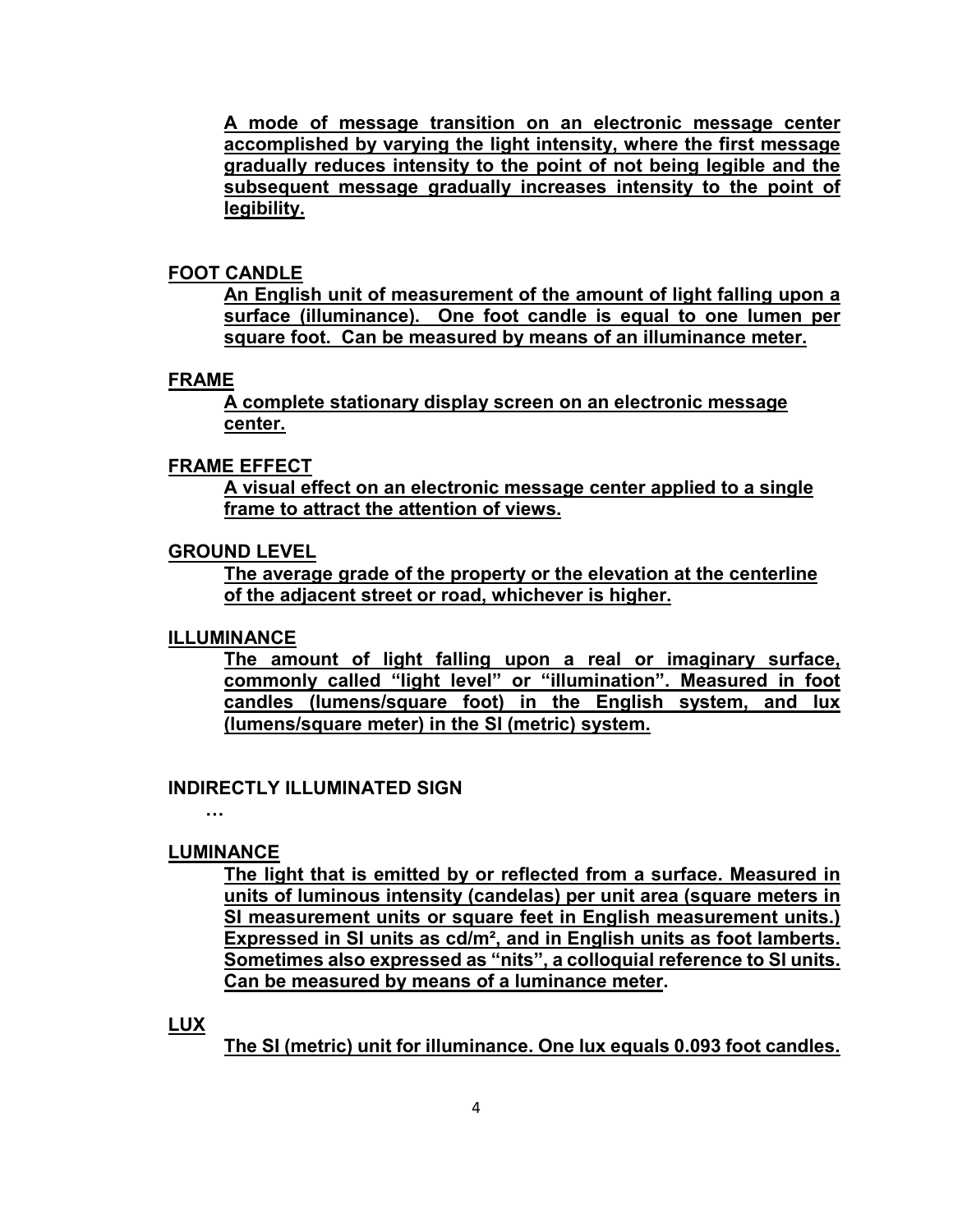A mode of message transition on an electronic message center accomplished by varying the light intensity, where the first message gradually reduces intensity to the point of not being legible and the subsequent message gradually increases intensity to the point of legibility.

**FOOT CANDLE**

An English unit of measurement of the amount of light falling upon a surface (illuminance). One foot candle is equal to one lumen per square foot. Can be measured by means of an illuminance meter.

**FRAME**

A complete stationary display screen on an electronic message center.

**FRAME EFFECT**

A visual effect on an electronic message center applied to a single frame to attract the attention of views.

**GROUND LEVEL**

The average grade of the property or the elevation at the centerline of the adjacent street or road, whichever is higher.

**ILLUMINANCE**

The amount of light falling upon a real or imaginary surface, commonly called "light level" or "illumination". Measured in foot candles (lumens/square foot) in the English system, and lux (lumens/square meter) in the SI (metric) system.

**INDIRECTLY ILLUMINATED SIGN**

…

**LUMINANCE**

The light that is emitted by or reflected from a surface. Measured in units of luminous intensity (candelas) per unit area (square meters in SI measurement units or square feet in English measurement units.) Expressed in SI units as $cd/m^2$, and in English units as foot lamberts. Sometimes also expressed as "nits", a colloquial reference to SI units. Can be measured by means of a luminance meter.

**LUX**

The SI (metric) unit for illuminance. One lux equals 0.093 foot candles.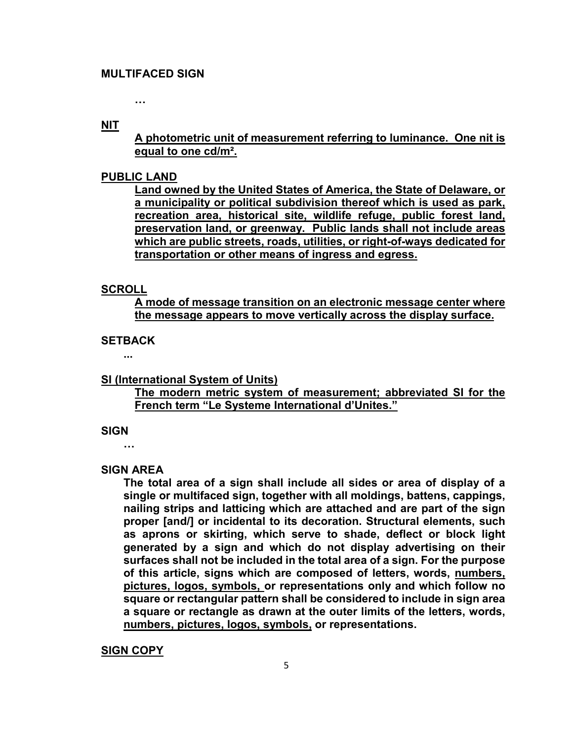**MULTIFACED SIGN**

**…**

<u>**NIT**</u>

<u>**A photometric unit of measurement referring to luminance. One nit is equal to one cd/m².**</u>

<u>**PUBLIC LAND**</u>

<u>**Land owned by the United States of America, the State of Delaware, or a municipality or political subdivision thereof which is used as park, recreation area, historical site, wildlife refuge, public forest land, preservation land, or greenway. Public lands shall not include areas which are public streets, roads, utilities, or right-of-ways dedicated for transportation or other means of ingress and egress.**</u>

<u>**SCROLL**</u>

<u>**A mode of message transition on an electronic message center where the message appears to move vertically across the display surface.**</u>

**SETBACK**

**...**

<u>**SI (International System of Units)**</u>

<u>**The modern metric system of measurement; abbreviated SI for the French term "Le Systeme International d'Unites."**</u>

**SIGN**

**…**

**SIGN AREA**

**The total area of a sign shall include all sides or area of display of a single or multifaced sign, together with all moldings, battens, cappings, nailing strips and latticing which are attached and are part of the sign proper [and/] or incidental to its decoration. Structural elements, such as aprons or skirting, which serve to shade, deflect or block light generated by a sign and which do not display advertising on their surfaces shall not be included in the total area of a sign. For the purpose of this article, signs which are composed of letters, words, <u>numbers, pictures, logos, symbols,</u> or representations only and which follow no square or rectangular pattern shall be considered to include in sign area a square or rectangle as drawn at the outer limits of the letters, words, <u>numbers, pictures, logos, symbols,</u> or representations.**

<u>**SIGN COPY**</u>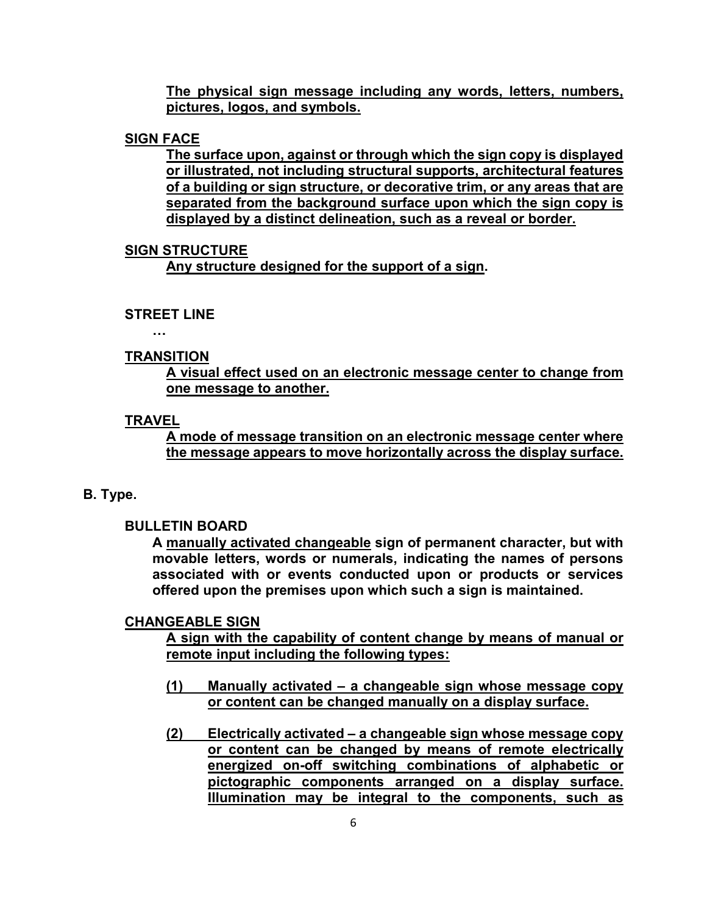**The physical sign message including any words, letters, numbers, pictures, logos, and symbols.**

**SIGN FACE**

**The surface upon, against or through which the sign copy is displayed or illustrated, not including structural supports, architectural features of a building or sign structure, or decorative trim, or any areas that are separated from the background surface upon which the sign copy is displayed by a distinct delineation, such as a reveal or border.**

**SIGN STRUCTURE**

**Any structure designed for the support of a sign.**

**STREET LINE**

**…**

**TRANSITION**

**A visual effect used on an electronic message center to change from one message to another.**

**TRAVEL**

**A mode of message transition on an electronic message center where the message appears to move horizontally across the display surface.**

**B. Type.**

**BULLETIN BOARD**

**A manually activated changeable sign of permanent character, but with movable letters, words or numerals, indicating the names of persons associated with or events conducted upon or products or services offered upon the premises upon which such a sign is maintained.**

**CHANGEABLE SIGN**

**A sign with the capability of content change by means of manual or remote input including the following types:**

**(1) Manually activated – a changeable sign whose message copy or content can be changed manually on a display surface.**

**(2) Electrically activated – a changeable sign whose message copy or content can be changed by means of remote electrically energized on-off switching combinations of alphabetic or pictographic components arranged on a display surface. Illumination may be integral to the components, such as**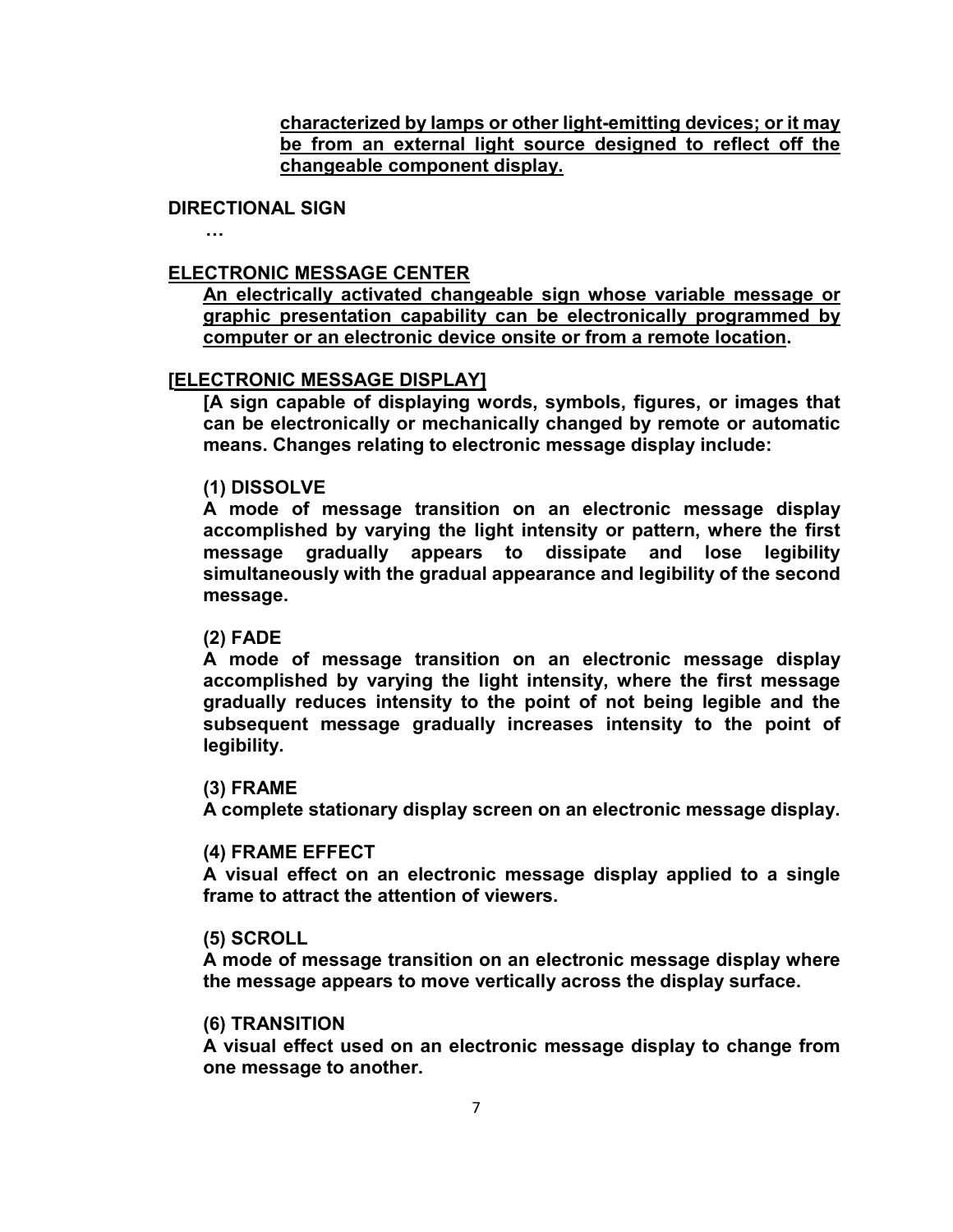**characterized by lamps or other light-emitting devices; or it may be from an external light source designed to reflect off the changeable component display.**

**DIRECTIONAL SIGN**

**…**

**ELECTRONIC MESSAGE CENTER**

**An electrically activated changeable sign whose variable message or graphic presentation capability can be electronically programmed by computer or an electronic device onsite or from a remote location.**

**[ELECTRONIC MESSAGE DISPLAY]**

**[A sign capable of displaying words, symbols, figures, or images that can be electronically or mechanically changed by remote or automatic means. Changes relating to electronic message display include:**

**(1) DISSOLVE**

**A mode of message transition on an electronic message display accomplished by varying the light intensity or pattern, where the first message gradually appears to dissipate and lose legibility simultaneously with the gradual appearance and legibility of the second message.**

**(2) FADE**

**A mode of message transition on an electronic message display accomplished by varying the light intensity, where the first message gradually reduces intensity to the point of not being legible and the subsequent message gradually increases intensity to the point of legibility.**

**(3) FRAME**

**A complete stationary display screen on an electronic message display.**

**(4) FRAME EFFECT**

**A visual effect on an electronic message display applied to a single frame to attract the attention of viewers.**

**(5) SCROLL**

**A mode of message transition on an electronic message display where the message appears to move vertically across the display surface.**

**(6) TRANSITION**

**A visual effect used on an electronic message display to change from one message to another.**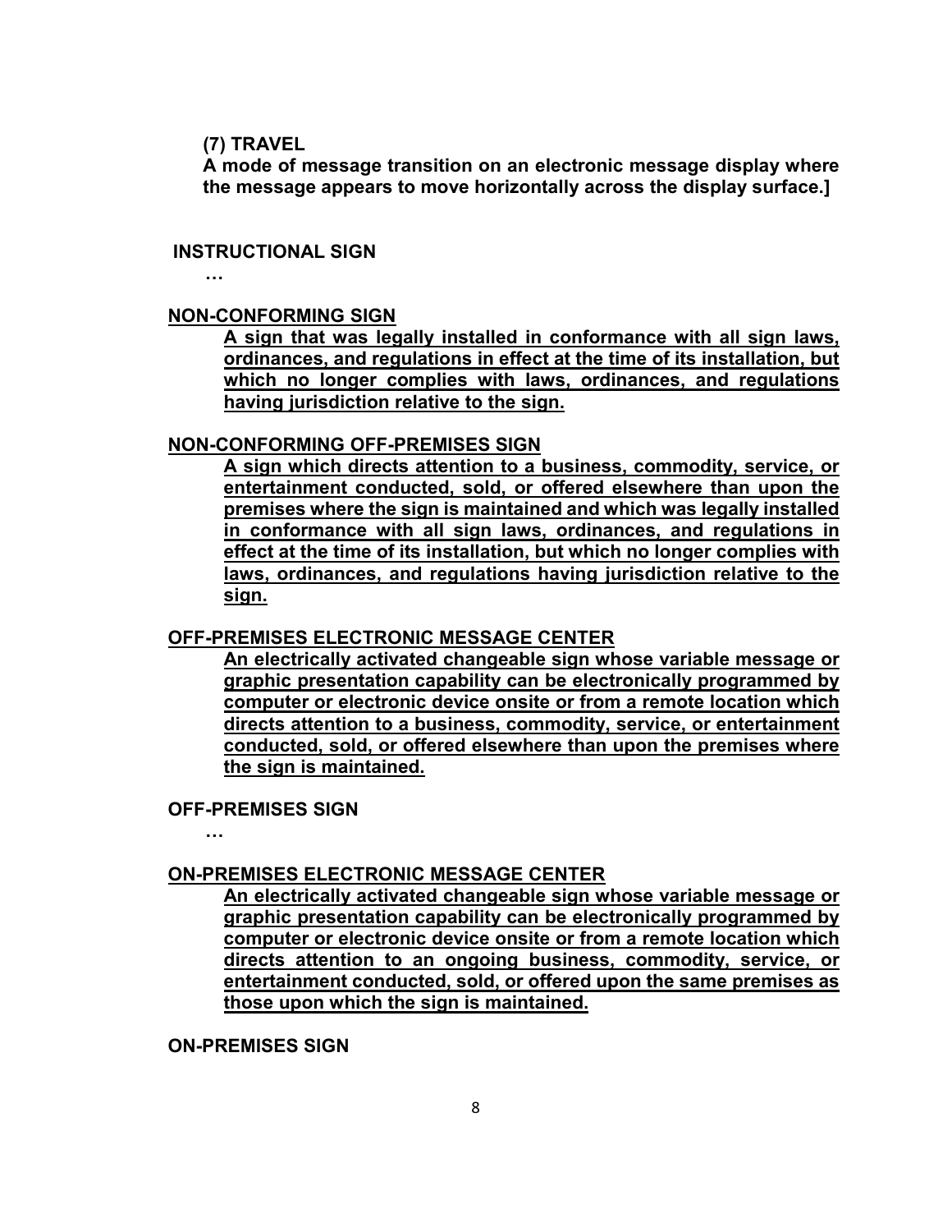**(7) TRAVEL**

**A mode of message transition on an electronic message display where the message appears to move horizontally across the display surface.]**

**INSTRUCTIONAL SIGN**

**…**

<u>**NON-CONFORMING SIGN**</u>

<u>**A sign that was legally installed in conformance with all sign laws, ordinances, and regulations in effect at the time of its installation, but which no longer complies with laws, ordinances, and regulations having jurisdiction relative to the sign.**</u>

<u>**NON-CONFORMING OFF-PREMISES SIGN**</u>

<u>**A sign which directs attention to a business, commodity, service, or entertainment conducted, sold, or offered elsewhere than upon the premises where the sign is maintained and which was legally installed in conformance with all sign laws, ordinances, and regulations in effect at the time of its installation, but which no longer complies with laws, ordinances, and regulations having jurisdiction relative to the sign.**</u>

<u>**OFF-PREMISES ELECTRONIC MESSAGE CENTER**</u>

<u>**An electrically activated changeable sign whose variable message or graphic presentation capability can be electronically programmed by computer or electronic device onsite or from a remote location which directs attention to a business, commodity, service, or entertainment conducted, sold, or offered elsewhere than upon the premises where the sign is maintained.**</u>

**OFF-PREMISES SIGN**

**…**

<u>**ON-PREMISES ELECTRONIC MESSAGE CENTER**</u>

<u>**An electrically activated changeable sign whose variable message or graphic presentation capability can be electronically programmed by computer or electronic device onsite or from a remote location which directs attention to an ongoing business, commodity, service, or entertainment conducted, sold, or offered upon the same premises as those upon which the sign is maintained.**</u>

**ON-PREMISES SIGN**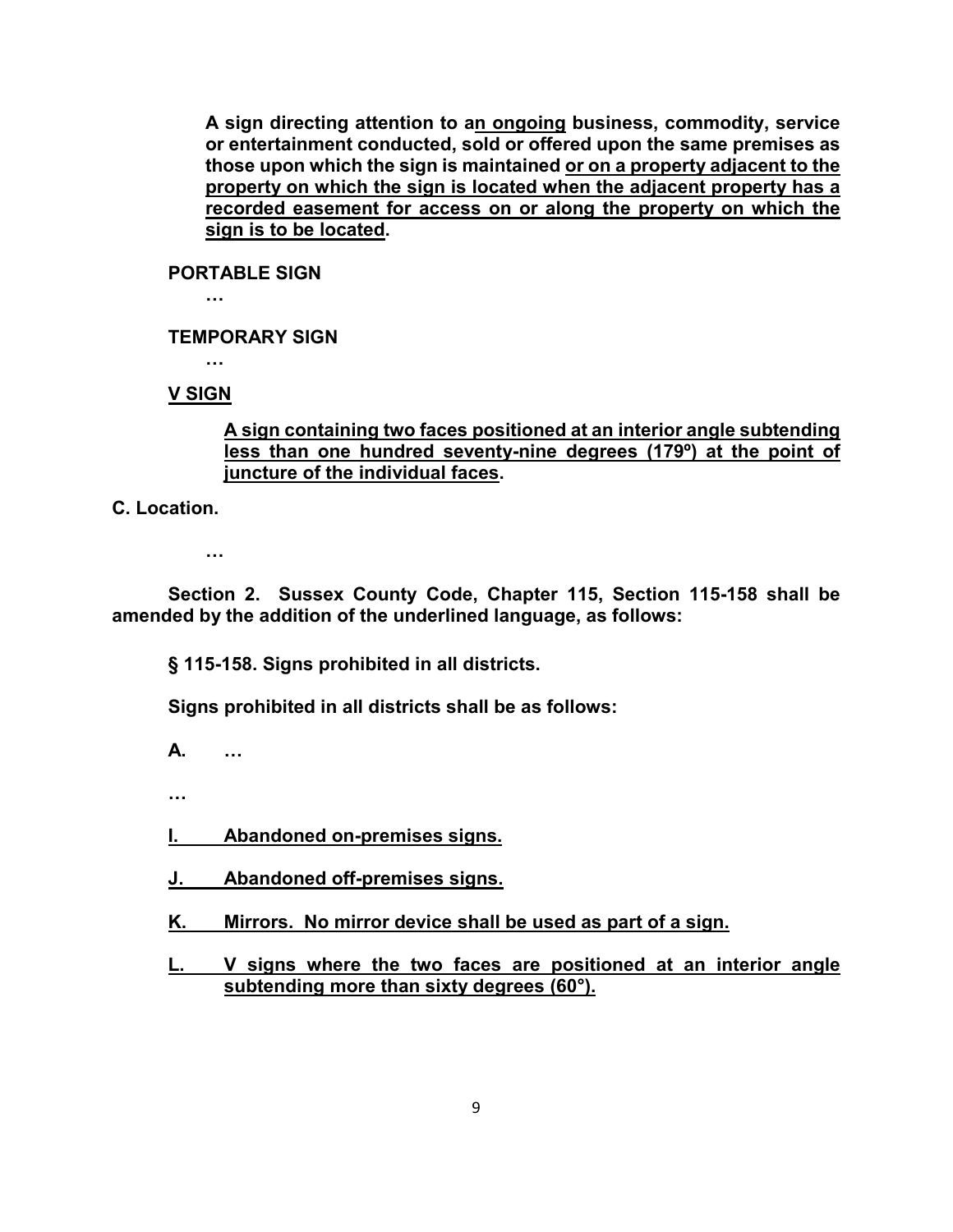**A sign directing attention to a<u>n ongoing</u> business, commodity, service or entertainment conducted, sold or offered upon the same premises as those upon which the sign is maintained <u>or on a property adjacent to the property on which the sign is located when the adjacent property has a recorded easement for access on or along the property on which the sign is to be located</u>.**

**PORTABLE SIGN**

**…**

**TEMPORARY SIGN**

**…**

**<u>V SIGN</u>**

**<u>A sign containing two faces positioned at an interior angle subtending less than one hundred seventy-nine degrees (179º) at the point of juncture of the individual faces</u>.**

**C. Location.**

**…**

**Section 2. Sussex County Code, Chapter 115, Section 115-158 shall be amended by the addition of the underlined language, as follows:**

**§ 115-158. Signs prohibited in all districts.**

**Signs prohibited in all districts shall be as follows:**

**A. …**

**…**

**<u>I. Abandoned on-premises signs.</u>**

**<u>J. Abandoned off-premises signs.</u>**

**<u>K. Mirrors. No mirror device shall be used as part of a sign.</u>**

**<u>L. V signs where the two faces are positioned at an interior angle subtending more than sixty degrees (60°).</u>**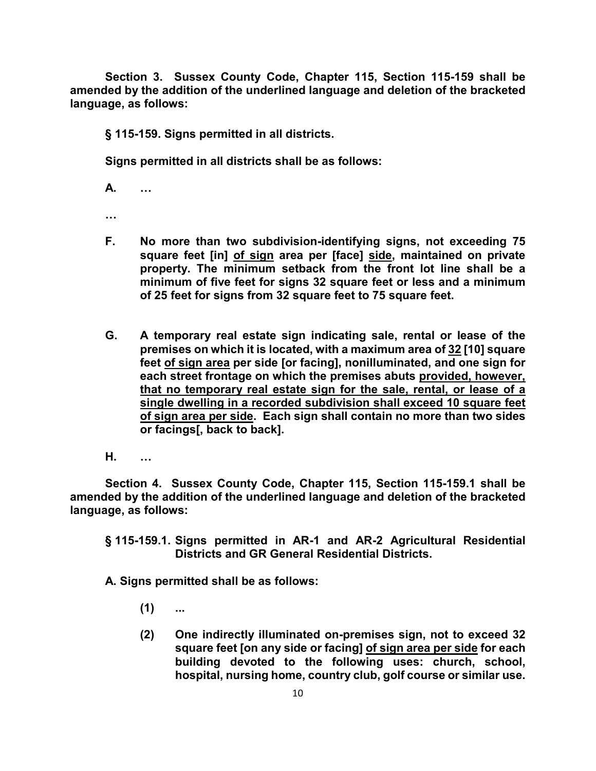**Section 3. Sussex County Code, Chapter 115, Section 115-159 shall be amended by the addition of the underlined language and deletion of the bracketed language, as follows:**

**§ 115-159. Signs permitted in all districts.**

**Signs permitted in all districts shall be as follows:**

**A. …**

**…**

**F. No more than two subdivision-identifying signs, not exceeding 75 square feet [in] <u>of sign</u> area per [face] <u>side</u>, maintained on private property. The minimum setback from the front lot line shall be a minimum of five feet for signs 32 square feet or less and a minimum of 25 feet for signs from 32 square feet to 75 square feet.**

**G. A temporary real estate sign indicating sale, rental or lease of the premises on which it is located, with a maximum area of <u>32</u> [10] square feet <u>of sign area</u> per side [or facing], nonilluminated, and one sign for each street frontage on which the premises abuts <u>provided, however, that no temporary real estate sign for the sale, rental, or lease of a single dwelling in a recorded subdivision shall exceed 10 square feet of sign area per side</u>. Each sign shall contain no more than two sides or facings[, back to back].**

**H. …**

**Section 4. Sussex County Code, Chapter 115, Section 115-159.1 shall be amended by the addition of the underlined language and deletion of the bracketed language, as follows:**

**§ 115-159.1. Signs permitted in AR-1 and AR-2 Agricultural Residential Districts and GR General Residential Districts.**

**A. Signs permitted shall be as follows:**

**(1) ...**

**(2) One indirectly illuminated on-premises sign, not to exceed 32 square feet [on any side or facing] <u>of sign area per side</u> for each building devoted to the following uses: church, school, hospital, nursing home, country club, golf course or similar use.**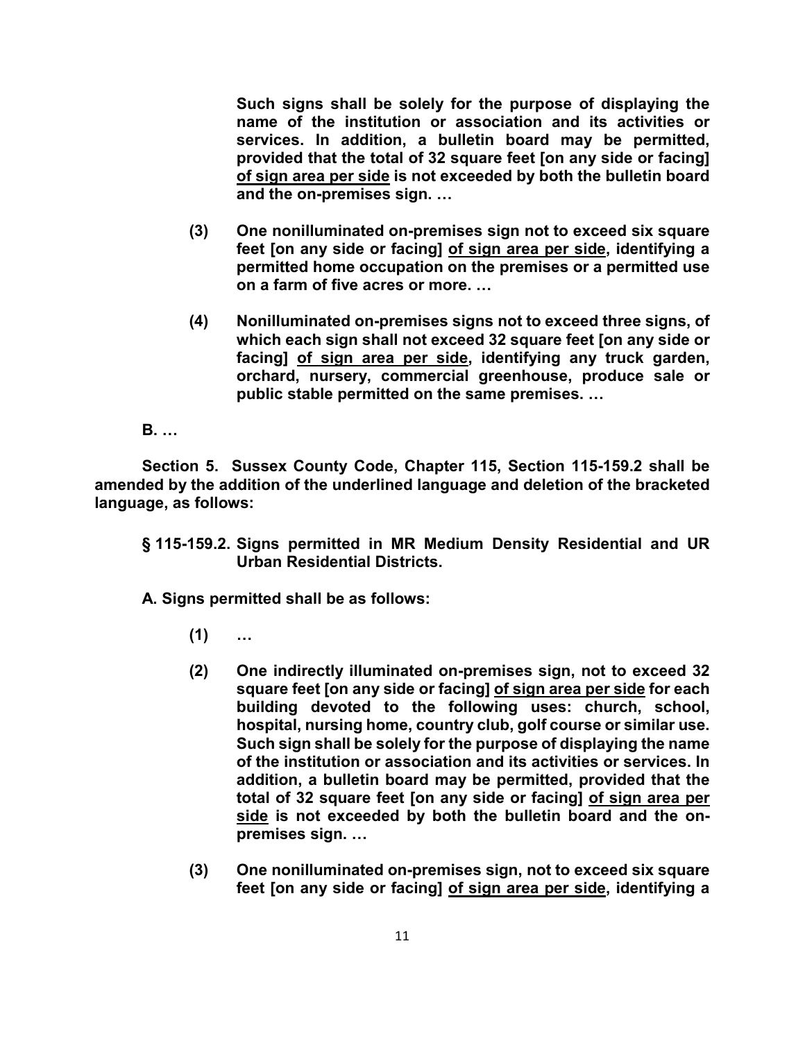**Such signs shall be solely for the purpose of displaying the name of the institution or association and its activities or services. In addition, a bulletin board may be permitted, provided that the total of 32 square feet [on any side or facing] <u>of sign area per side</u> is not exceeded by both the bulletin board and the on-premises sign. …**

**(3) One nonilluminated on-premises sign not to exceed six square feet [on any side or facing] <u>of sign area per side</u>, identifying a permitted home occupation on the premises or a permitted use on a farm of five acres or more. …**

**(4) Nonilluminated on-premises signs not to exceed three signs, of which each sign shall not exceed 32 square feet [on any side or facing] <u>of sign area per side</u>, identifying any truck garden, orchard, nursery, commercial greenhouse, produce sale or public stable permitted on the same premises. …**

**B. …**

**Section 5. Sussex County Code, Chapter 115, Section 115-159.2 shall be amended by the addition of the underlined language and deletion of the bracketed language, as follows:**

**§ 115-159.2. Signs permitted in MR Medium Density Residential and UR Urban Residential Districts.**

**A. Signs permitted shall be as follows:**

**(1) …**

**(2) One indirectly illuminated on-premises sign, not to exceed 32 square feet [on any side or facing] <u>of sign area per side</u> for each building devoted to the following uses: church, school, hospital, nursing home, country club, golf course or similar use. Such sign shall be solely for the purpose of displaying the name of the institution or association and its activities or services. In addition, a bulletin board may be permitted, provided that the total of 32 square feet [on any side or facing] <u>of sign area per side</u> is not exceeded by both the bulletin board and the on-premises sign. …**

**(3) One nonilluminated on-premises sign, not to exceed six square feet [on any side or facing] <u>of sign area per side</u>, identifying a**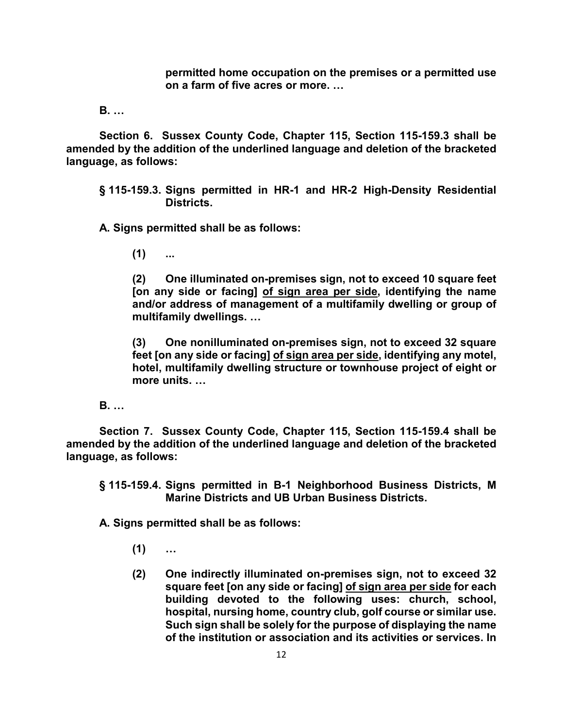**permitted home occupation on the premises or a permitted use on a farm of five acres or more. …**

**B. …**

**Section 6. Sussex County Code, Chapter 115, Section 115-159.3 shall be amended by the addition of the underlined language and deletion of the bracketed language, as follows:**

**§ 115-159.3. Signs permitted in HR-1 and HR-2 High-Density Residential Districts.**

**A. Signs permitted shall be as follows:**

**(1) ...**

**(2) One illuminated on-premises sign, not to exceed 10 square feet [on any side or facing] <u>of sign area per side</u>, identifying the name and/or address of management of a multifamily dwelling or group of multifamily dwellings. …**

**(3) One nonilluminated on-premises sign, not to exceed 32 square feet [on any side or facing] <u>of sign area per side</u>, identifying any motel, hotel, multifamily dwelling structure or townhouse project of eight or more units. …**

**B. …**

**Section 7. Sussex County Code, Chapter 115, Section 115-159.4 shall be amended by the addition of the underlined language and deletion of the bracketed language, as follows:**

**§ 115-159.4. Signs permitted in B-1 Neighborhood Business Districts, M Marine Districts and UB Urban Business Districts.**

**A. Signs permitted shall be as follows:**

**(1) …**

**(2) One indirectly illuminated on-premises sign, not to exceed 32 square feet [on any side or facing] <u>of sign area per side</u> for each building devoted to the following uses: church, school, hospital, nursing home, country club, golf course or similar use. Such sign shall be solely for the purpose of displaying the name of the institution or association and its activities or services. In**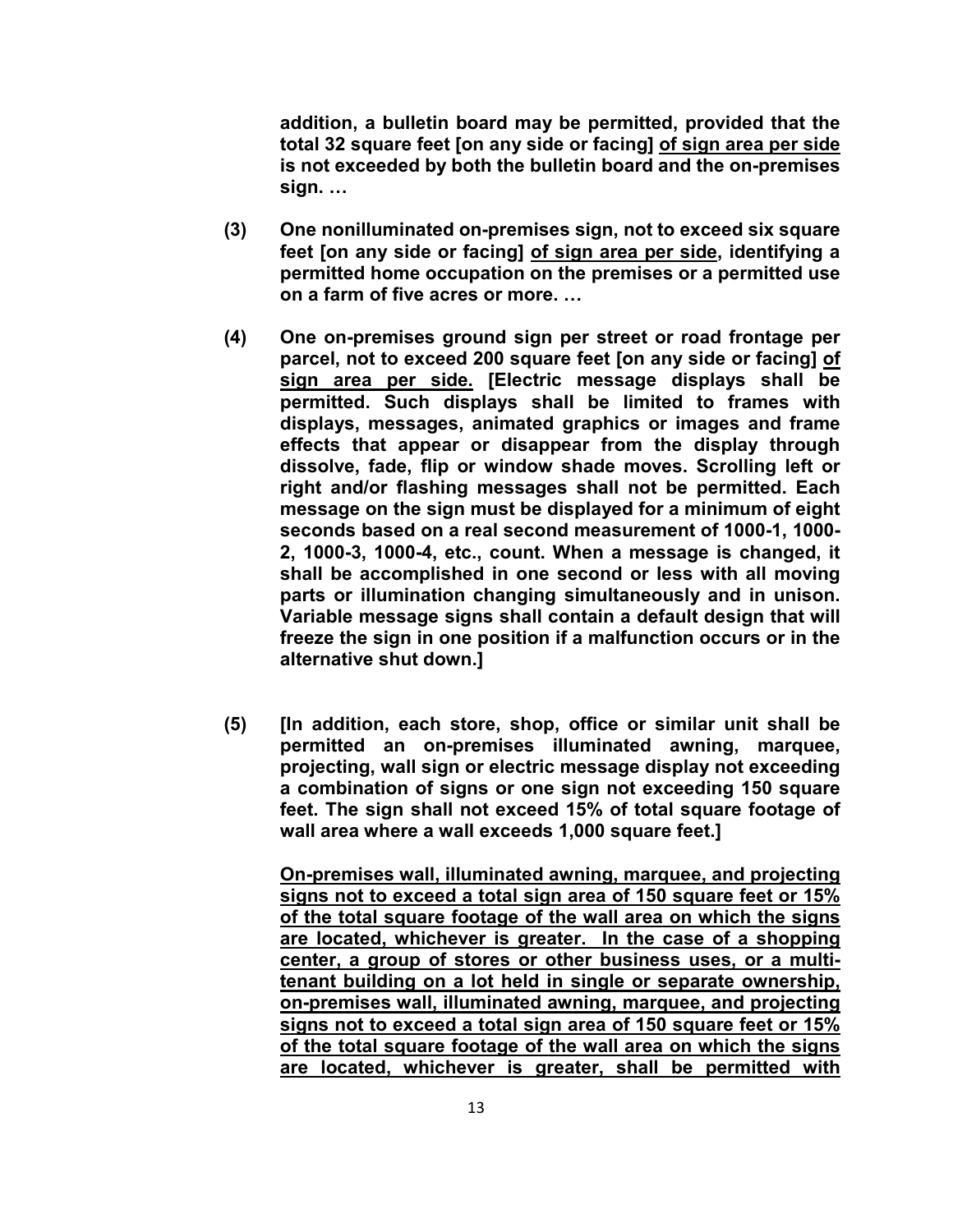**addition, a bulletin board may be permitted, provided that the total 32 square feet [on any side or facing] <u>of sign area per side</u> is not exceeded by both the bulletin board and the on-premises sign. …**

**(3) One nonilluminated on-premises sign, not to exceed six square feet [on any side or facing] <u>of sign area per side</u>, identifying a permitted home occupation on the premises or a permitted use on a farm of five acres or more. …**

**(4) One on-premises ground sign per street or road frontage per parcel, not to exceed 200 square feet [on any side or facing] <u>of sign area per side.</u> [Electric message displays shall be permitted. Such displays shall be limited to frames with displays, messages, animated graphics or images and frame effects that appear or disappear from the display through dissolve, fade, flip or window shade moves. Scrolling left or right and/or flashing messages shall not be permitted. Each message on the sign must be displayed for a minimum of eight seconds based on a real second measurement of 1000-1, 1000-2, 1000-3, 1000-4, etc., count. When a message is changed, it shall be accomplished in one second or less with all moving parts or illumination changing simultaneously and in unison. Variable message signs shall contain a default design that will freeze the sign in one position if a malfunction occurs or in the alternative shut down.]**

**(5) [In addition, each store, shop, office or similar unit shall be permitted an on-premises illuminated awning, marquee, projecting, wall sign or electric message display not exceeding a combination of signs or one sign not exceeding 150 square feet. The sign shall not exceed 15% of total square footage of wall area where a wall exceeds 1,000 square feet.]**

**<u>On-premises wall, illuminated awning, marquee, and projecting signs not to exceed a total sign area of 150 square feet or 15% of the total square footage of the wall area on which the signs are located, whichever is greater. In the case of a shopping center, a group of stores or other business uses, or a multi-tenant building on a lot held in single or separate ownership, on-premises wall, illuminated awning, marquee, and projecting signs not to exceed a total sign area of 150 square feet or 15% of the total square footage of the wall area on which the signs are located, whichever is greater, shall be permitted with</u>**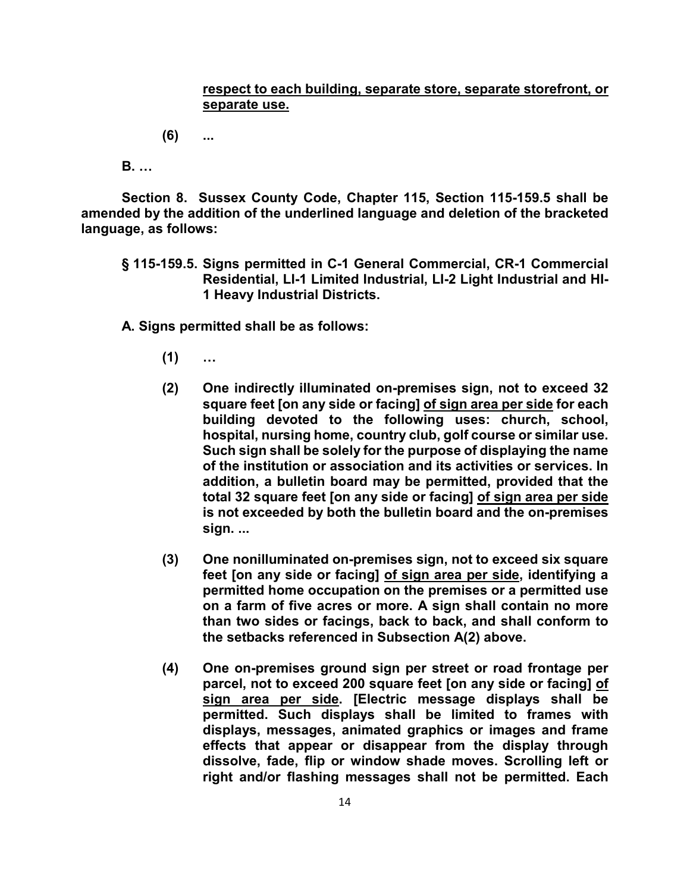**<u>respect to each building, separate store, separate storefront, or separate use.</u>**

**(6) ...**

**B. …**

**Section 8. Sussex County Code, Chapter 115, Section 115-159.5 shall be amended by the addition of the underlined language and deletion of the bracketed language, as follows:**

**§ 115-159.5. Signs permitted in C-1 General Commercial, CR-1 Commercial Residential, LI-1 Limited Industrial, LI-2 Light Industrial and HI-1 Heavy Industrial Districts.**

**A. Signs permitted shall be as follows:**

**(1) …**

**(2) One indirectly illuminated on-premises sign, not to exceed 32 square feet [on any side or facing] <u>of sign area per side</u> for each building devoted to the following uses: church, school, hospital, nursing home, country club, golf course or similar use. Such sign shall be solely for the purpose of displaying the name of the institution or association and its activities or services. In addition, a bulletin board may be permitted, provided that the total 32 square feet [on any side or facing] <u>of sign area per side</u> is not exceeded by both the bulletin board and the on-premises sign. ...**

**(3) One nonilluminated on-premises sign, not to exceed six square feet [on any side or facing] <u>of sign area per side</u>, identifying a permitted home occupation on the premises or a permitted use on a farm of five acres or more. A sign shall contain no more than two sides or facings, back to back, and shall conform to the setbacks referenced in Subsection A(2) above.**

**(4) One on-premises ground sign per street or road frontage per parcel, not to exceed 200 square feet [on any side or facing] <u>of sign area per side</u>. [Electric message displays shall be permitted. Such displays shall be limited to frames with displays, messages, animated graphics or images and frame effects that appear or disappear from the display through dissolve, fade, flip or window shade moves. Scrolling left or right and/or flashing messages shall not be permitted. Each**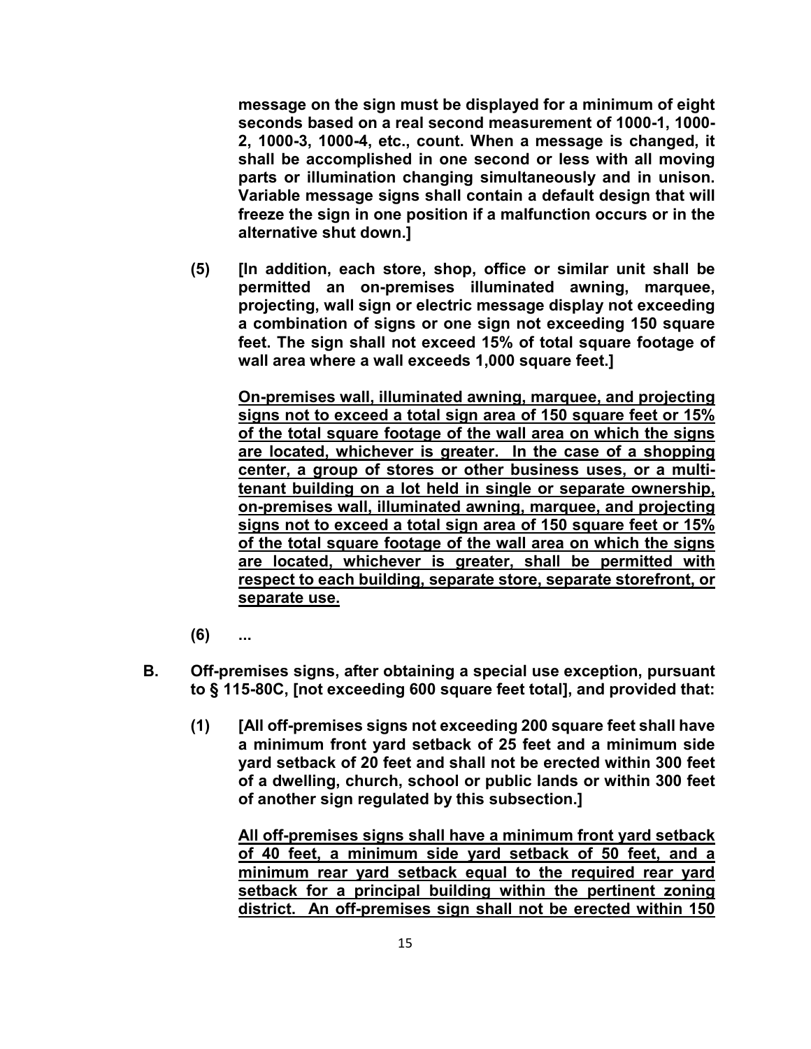**message on the sign must be displayed for a minimum of eight seconds based on a real second measurement of 1000-1, 1000-2, 1000-3, 1000-4, etc., count. When a message is changed, it shall be accomplished in one second or less with all moving parts or illumination changing simultaneously and in unison. Variable message signs shall contain a default design that will freeze the sign in one position if a malfunction occurs or in the alternative shut down.]**

**(5) [In addition, each store, shop, office or similar unit shall be permitted an on-premises illuminated awning, marquee, projecting, wall sign or electric message display not exceeding a combination of signs or one sign not exceeding 150 square feet. The sign shall not exceed 15% of total square footage of wall area where a wall exceeds 1,000 square feet.]**

<u>**On-premises wall, illuminated awning, marquee, and projecting signs not to exceed a total sign area of 150 square feet or 15% of the total square footage of the wall area on which the signs are located, whichever is greater. In the case of a shopping center, a group of stores or other business uses, or a multi-tenant building on a lot held in single or separate ownership, on-premises wall, illuminated awning, marquee, and projecting signs not to exceed a total sign area of 150 square feet or 15% of the total square footage of the wall area on which the signs are located, whichever is greater, shall be permitted with respect to each building, separate store, separate storefront, or separate use.**</u>

**(6) ...**

**B. Off-premises signs, after obtaining a special use exception, pursuant to § 115-80C, [not exceeding 600 square feet total], and provided that:**

**(1) [All off-premises signs not exceeding 200 square feet shall have a minimum front yard setback of 25 feet and a minimum side yard setback of 20 feet and shall not be erected within 300 feet of a dwelling, church, school or public lands or within 300 feet of another sign regulated by this subsection.]**

<u>**All off-premises signs shall have a minimum front yard setback of 40 feet, a minimum side yard setback of 50 feet, and a minimum rear yard setback equal to the required rear yard setback for a principal building within the pertinent zoning district. An off-premises sign shall not be erected within 150**</u>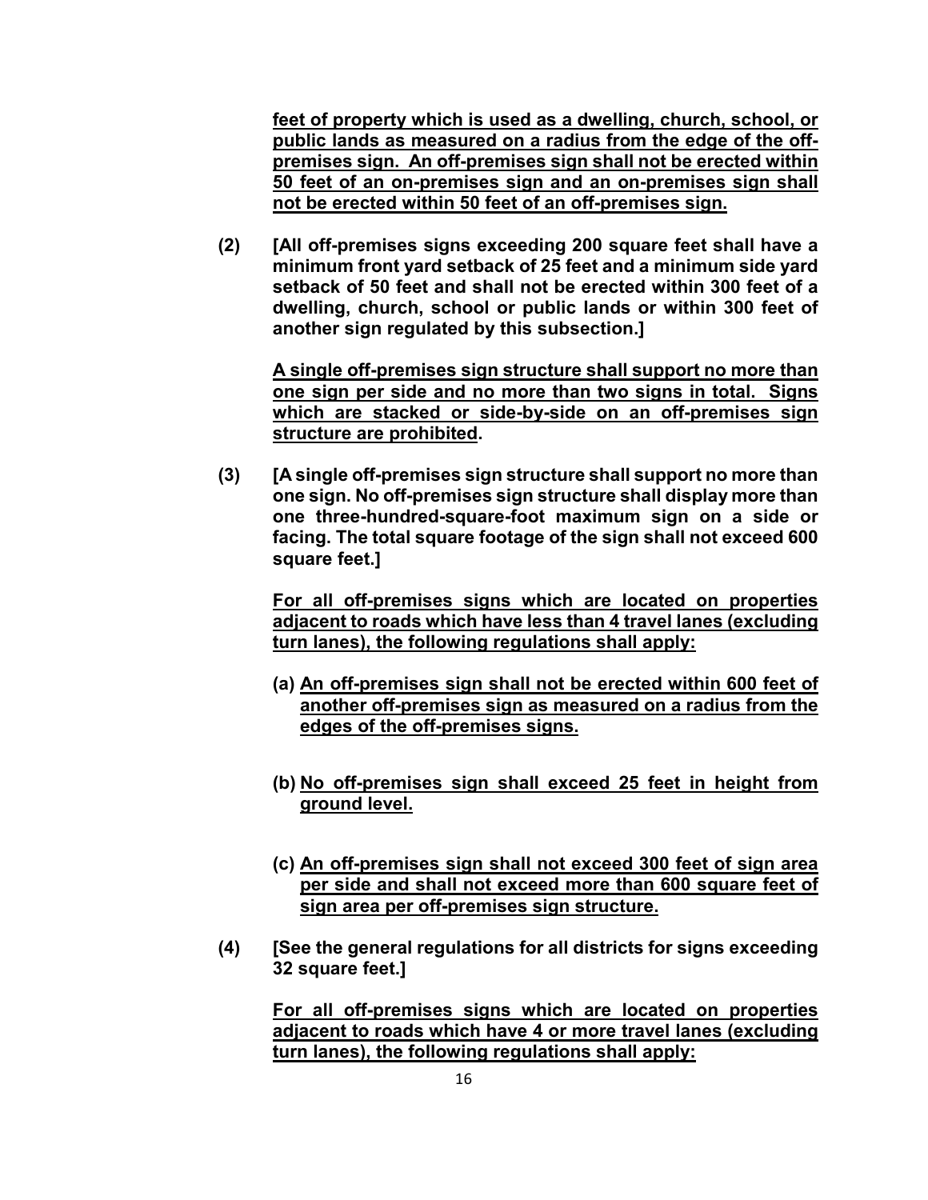**feet of property which is used as a dwelling, church, school, or public lands as measured on a radius from the edge of the off-premises sign. An off-premises sign shall not be erected within 50 feet of an on-premises sign and an on-premises sign shall not be erected within 50 feet of an off-premises sign.**

**(2) [All off-premises signs exceeding 200 square feet shall have a minimum front yard setback of 25 feet and a minimum side yard setback of 50 feet and shall not be erected within 300 feet of a dwelling, church, school or public lands or within 300 feet of another sign regulated by this subsection.]**

**A single off-premises sign structure shall support no more than one sign per side and no more than two signs in total. Signs which are stacked or side-by-side on an off-premises sign structure are prohibited.**

**(3) [A single off-premises sign structure shall support no more than one sign. No off-premises sign structure shall display more than one three-hundred-square-foot maximum sign on a side or facing. The total square footage of the sign shall not exceed 600 square feet.]**

**For all off-premises signs which are located on properties adjacent to roads which have less than 4 travel lanes (excluding turn lanes), the following regulations shall apply:**

- **(a) An off-premises sign shall not be erected within 600 feet of another off-premises sign as measured on a radius from the edges of the off-premises signs.**
- **(b) No off-premises sign shall exceed 25 feet in height from ground level.**
- **(c) An off-premises sign shall not exceed 300 feet of sign area per side and shall not exceed more than 600 square feet of sign area per off-premises sign structure.**

**(4) [See the general regulations for all districts for signs exceeding 32 square feet.]**

**For all off-premises signs which are located on properties adjacent to roads which have 4 or more travel lanes (excluding turn lanes), the following regulations shall apply:**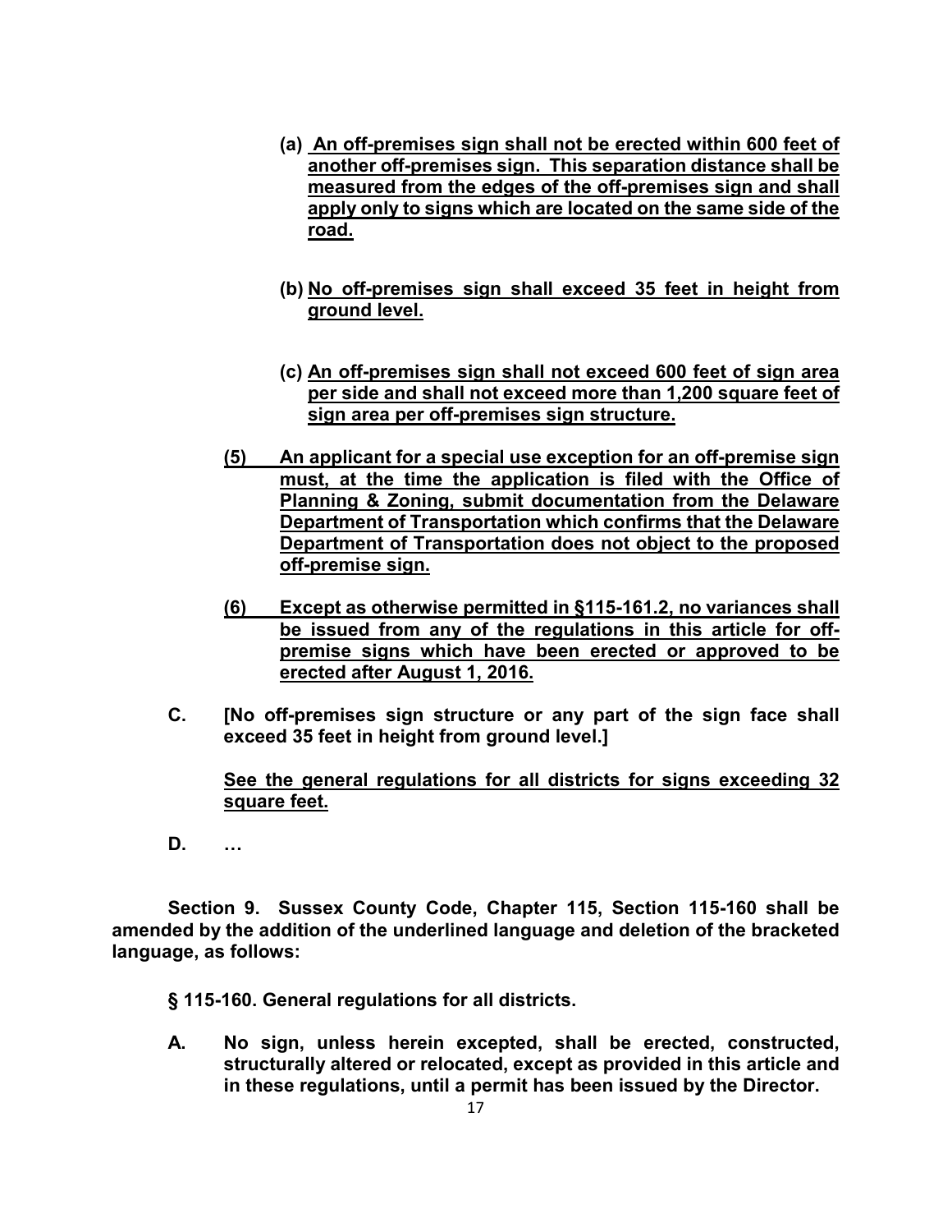**(a) An off-premises sign shall not be erected within 600 feet of another off-premises sign. This separation distance shall be measured from the edges of the off-premises sign and shall apply only to signs which are located on the same side of the road.**

**(b) No off-premises sign shall exceed 35 feet in height from ground level.**

**(c) An off-premises sign shall not exceed 600 feet of sign area per side and shall not exceed more than 1,200 square feet of sign area per off-premises sign structure.**

**(5) An applicant for a special use exception for an off-premise sign must, at the time the application is filed with the Office of Planning & Zoning, submit documentation from the Delaware Department of Transportation which confirms that the Delaware Department of Transportation does not object to the proposed off-premise sign.**

**(6) Except as otherwise permitted in §115-161.2, no variances shall be issued from any of the regulations in this article for off-premise signs which have been erected or approved to be erected after August 1, 2016.**

**C. [No off-premises sign structure or any part of the sign face shall exceed 35 feet in height from ground level.]**

**See the general regulations for all districts for signs exceeding 32 square feet.**

**D. …**

**Section 9. Sussex County Code, Chapter 115, Section 115-160 shall be amended by the addition of the underlined language and deletion of the bracketed language, as follows:**

**§ 115-160. General regulations for all districts.**

**A. No sign, unless herein excepted, shall be erected, constructed, structurally altered or relocated, except as provided in this article and in these regulations, until a permit has been issued by the Director.**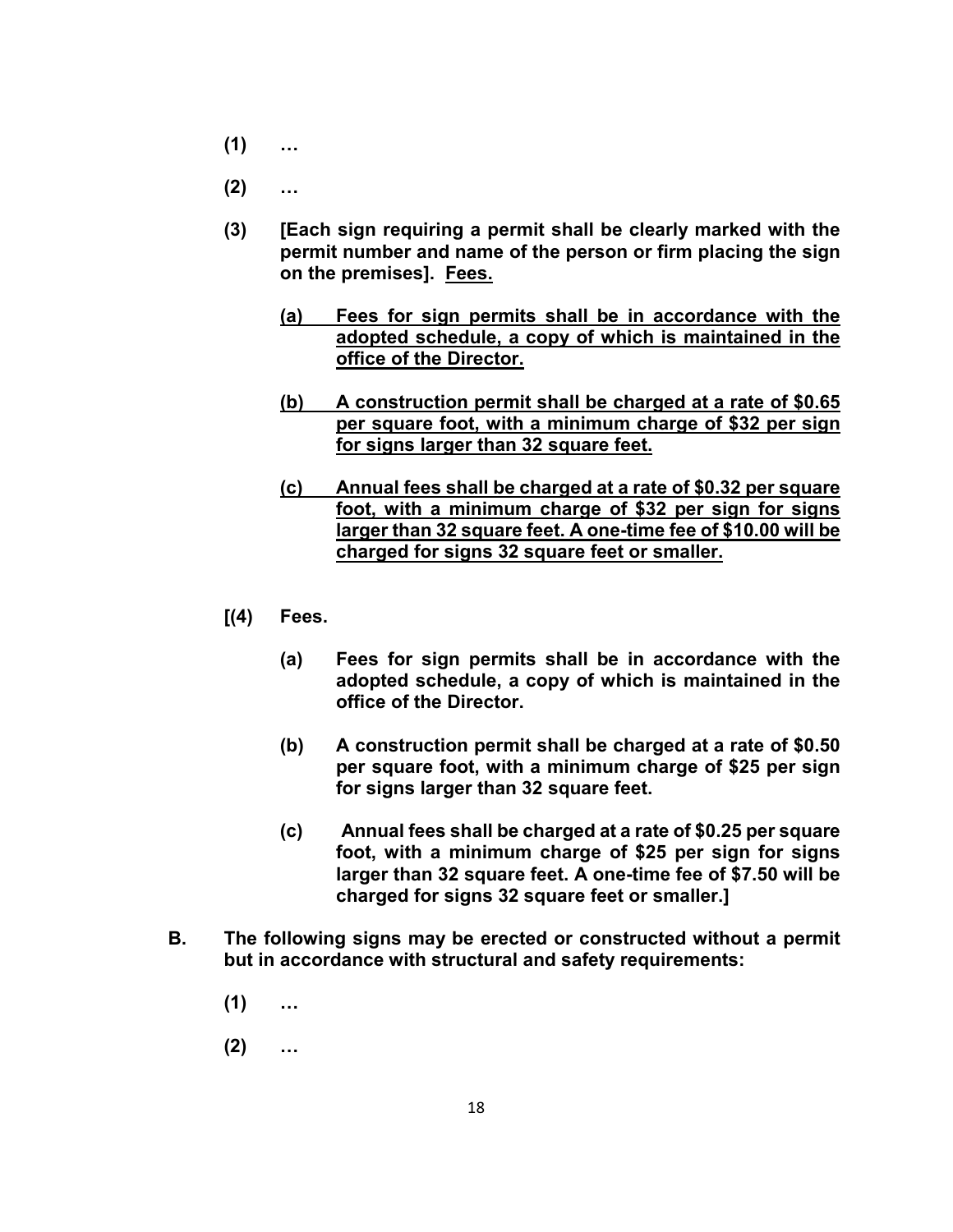**(1) …**

**(2) …**

**(3) [Each sign requiring a permit shall be clearly marked with the permit number and name of the person or firm placing the sign on the premises]. <u>Fees.</u>**

**<u>(a) Fees for sign permits shall be in accordance with the adopted schedule, a copy of which is maintained in the office of the Director.</u>**

**<u>(b) A construction permit shall be charged at a rate of $0.65 per square foot, with a minimum charge of $32 per sign for signs larger than 32 square feet.</u>**

**<u>(c) Annual fees shall be charged at a rate of $0.32 per square foot, with a minimum charge of $32 per sign for signs larger than 32 square feet. A one-time fee of $10.00 will be charged for signs 32 square feet or smaller.</u>**

**[(4) Fees.**

**(a) Fees for sign permits shall be in accordance with the adopted schedule, a copy of which is maintained in the office of the Director.**

**(b) A construction permit shall be charged at a rate of $0.50 per square foot, with a minimum charge of $25 per sign for signs larger than 32 square feet.**

**(c) Annual fees shall be charged at a rate of $0.25 per square foot, with a minimum charge of $25 per sign for signs larger than 32 square feet. A one-time fee of $7.50 will be charged for signs 32 square feet or smaller.]**

**B. The following signs may be erected or constructed without a permit but in accordance with structural and safety requirements:**

**(1) …**

**(2) …**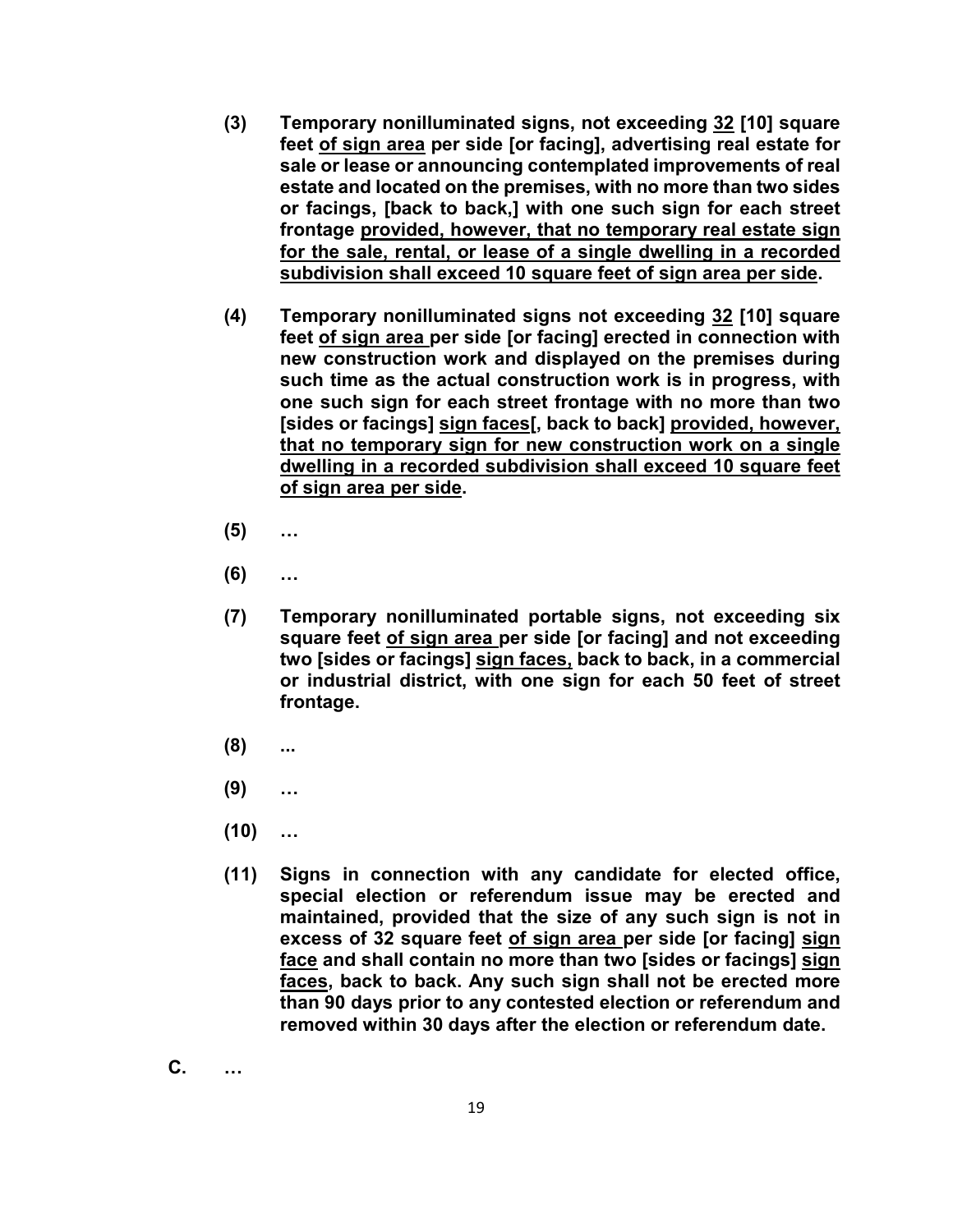**(3) Temporary nonilluminated signs, not exceeding <u>32</u> [10] square feet <u>of sign area</u> per side [or facing], advertising real estate for sale or lease or announcing contemplated improvements of real estate and located on the premises, with no more than two sides or facings, [back to back,] with one such sign for each street frontage <u>provided, however, that no temporary real estate sign for the sale, rental, or lease of a single dwelling in a recorded subdivision shall exceed 10 square feet of sign area per side</u>.**

**(4) Temporary nonilluminated signs not exceeding <u>32</u> [10] square feet <u>of sign area</u> per side [or facing] erected in connection with new construction work and displayed on the premises during such time as the actual construction work is in progress, with one such sign for each street frontage with no more than two [sides or facings] <u>sign faces</u>[, back to back] <u>provided, however, that no temporary sign for new construction work on a single dwelling in a recorded subdivision shall exceed 10 square feet of sign area per side</u>.**

**(5) …**

**(6) …**

**(7) Temporary nonilluminated portable signs, not exceeding six square feet <u>of sign area</u> per side [or facing] and not exceeding two [sides or facings] <u>sign faces,</u> back to back, in a commercial or industrial district, with one sign for each 50 feet of street frontage.**

**(8) ...**

**(9) …**

**(10) …**

**(11) Signs in connection with any candidate for elected office, special election or referendum issue may be erected and maintained, provided that the size of any such sign is not in excess of 32 square feet <u>of sign area</u> per side [or facing] <u>sign face</u> and shall contain no more than two [sides or facings] <u>sign faces</u>, back to back. Any such sign shall not be erected more than 90 days prior to any contested election or referendum and removed within 30 days after the election or referendum date.**

**C. …**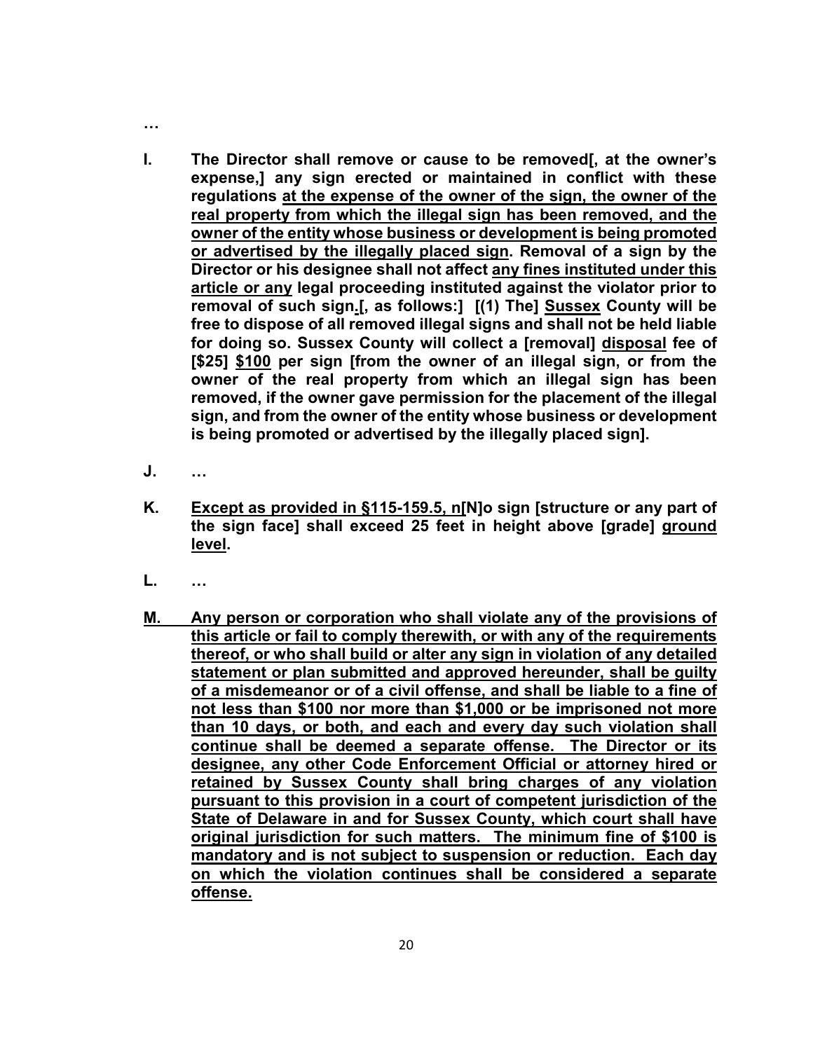…

**I. The Director shall remove or cause to be removed[, at the owner's expense,] any sign erected or maintained in conflict with these regulations <u>at the expense of the owner of the sign, the owner of the real property from which the illegal sign has been removed, and the owner of the entity whose business or development is being promoted or advertised by the illegally placed sign</u>. Removal of a sign by the Director or his designee shall not affect <u>any fines instituted under this article or any</u> legal proceeding instituted against the violator prior to removal of such sign<u>.</u>[, as follows:] [(1) The] <u>Sussex</u> County will be free to dispose of all removed illegal signs and shall not be held liable for doing so. Sussex County will collect a [removal] <u>disposal</u> fee of [$25] <u>$100</u> per sign [from the owner of an illegal sign, or from the owner of the real property from which an illegal sign has been removed, if the owner gave permission for the placement of the illegal sign, and from the owner of the entity whose business or development is being promoted or advertised by the illegally placed sign].**

**J. …**

**K. <u>Except as provided in §115-159.5, n</u>[N]o sign [structure or any part of the sign face] shall exceed 25 feet in height above [grade] <u>ground level</u>.**

**L. …**

**<u>M. Any person or corporation who shall violate any of the provisions of this article or fail to comply therewith, or with any of the requirements thereof, or who shall build or alter any sign in violation of any detailed statement or plan submitted and approved hereunder, shall be guilty of a misdemeanor or of a civil offense, and shall be liable to a fine of not less than $100 nor more than $1,000 or be imprisoned not more than 10 days, or both, and each and every day such violation shall continue shall be deemed a separate offense. The Director or its designee, any other Code Enforcement Official or attorney hired or retained by Sussex County shall bring charges of any violation pursuant to this provision in a court of competent jurisdiction of the State of Delaware in and for Sussex County, which court shall have original jurisdiction for such matters. The minimum fine of $100 is mandatory and is not subject to suspension or reduction. Each day on which the violation continues shall be considered a separate offense.</u>**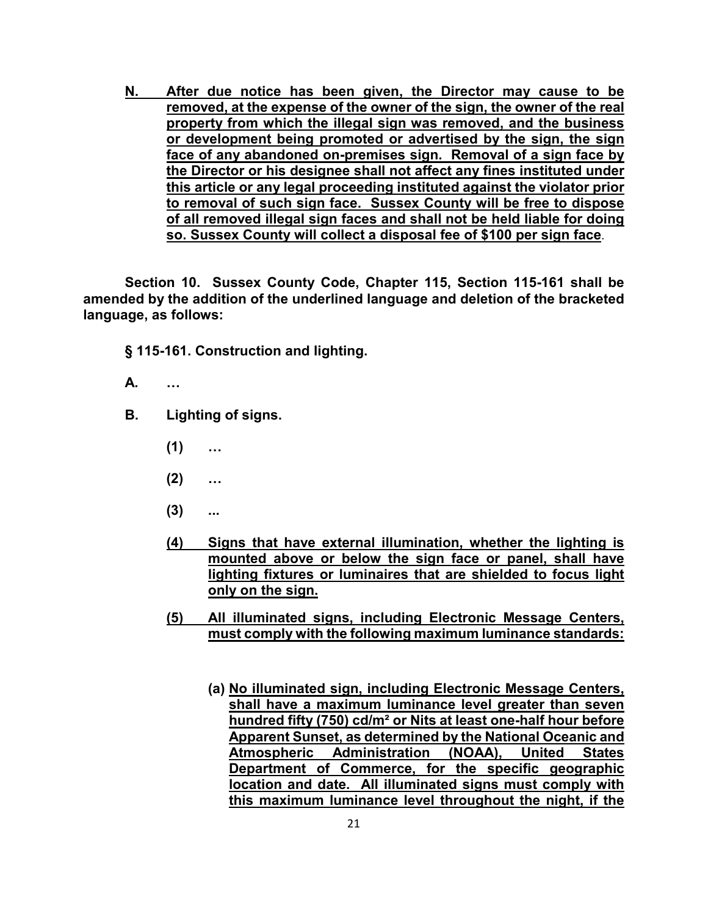**N. After due notice has been given, the Director may cause to be removed, at the expense of the owner of the sign, the owner of the real property from which the illegal sign was removed, and the business or development being promoted or advertised by the sign, the sign face of any abandoned on-premises sign. Removal of a sign face by the Director or his designee shall not affect any fines instituted under this article or any legal proceeding instituted against the violator prior to removal of such sign face. Sussex County will be free to dispose of all removed illegal sign faces and shall not be held liable for doing so. Sussex County will collect a disposal fee of $100 per sign face**.

**Section 10. Sussex County Code, Chapter 115, Section 115-161 shall be amended by the addition of the underlined language and deletion of the bracketed language, as follows:**

**§ 115-161. Construction and lighting.**

**A. …**

**B. Lighting of signs.**

**(1) …**

**(2) …**

**(3) ...**

**(4) Signs that have external illumination, whether the lighting is mounted above or below the sign face or panel, shall have lighting fixtures or luminaires that are shielded to focus light only on the sign.**

**(5) All illuminated signs, including Electronic Message Centers, must comply with the following maximum luminance standards:**

**(a) No illuminated sign, including Electronic Message Centers, shall have a maximum luminance level greater than seven hundred fifty (750) cd/m² or Nits at least one-half hour before Apparent Sunset, as determined by the National Oceanic and Atmospheric Administration (NOAA), United States Department of Commerce, for the specific geographic location and date. All illuminated signs must comply with this maximum luminance level throughout the night, if the**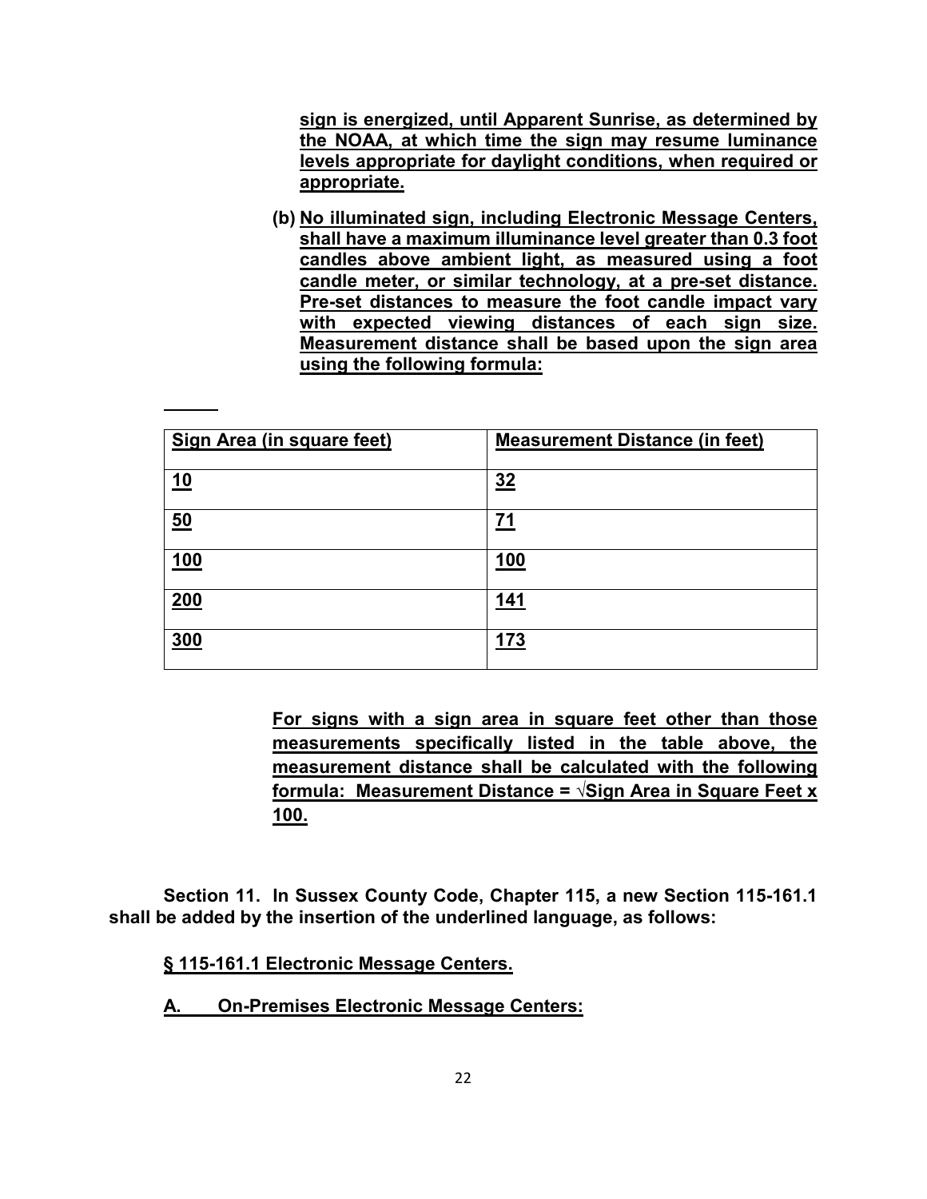**sign is energized, until Apparent Sunrise, as determined by the NOAA, at which time the sign may resume luminance levels appropriate for daylight conditions, when required or appropriate.**

**(b) No illuminated sign, including Electronic Message Centers, shall have a maximum illuminance level greater than 0.3 foot candles above ambient light, as measured using a foot candle meter, or similar technology, at a pre-set distance. Pre-set distances to measure the foot candle impact vary with expected viewing distances of each sign size. Measurement distance shall be based upon the sign area using the following formula:**

| Sign Area (in square feet) | Measurement Distance (in feet) |
|---|---|
| 10 | 32 |
| 50 | 71 |
| 100 | 100 |
| 200 | 141 |
| 300 | 173 |

**For signs with a sign area in square feet other than those measurements specifically listed in the table above, the measurement distance shall be calculated with the following formula: Measurement Distance = √Sign Area in Square Feet x 100.**

**Section 11. In Sussex County Code, Chapter 115, a new Section 115-161.1 shall be added by the insertion of the underlined language, as follows:**

**§ 115-161.1 Electronic Message Centers.**

**A. On-Premises Electronic Message Centers:**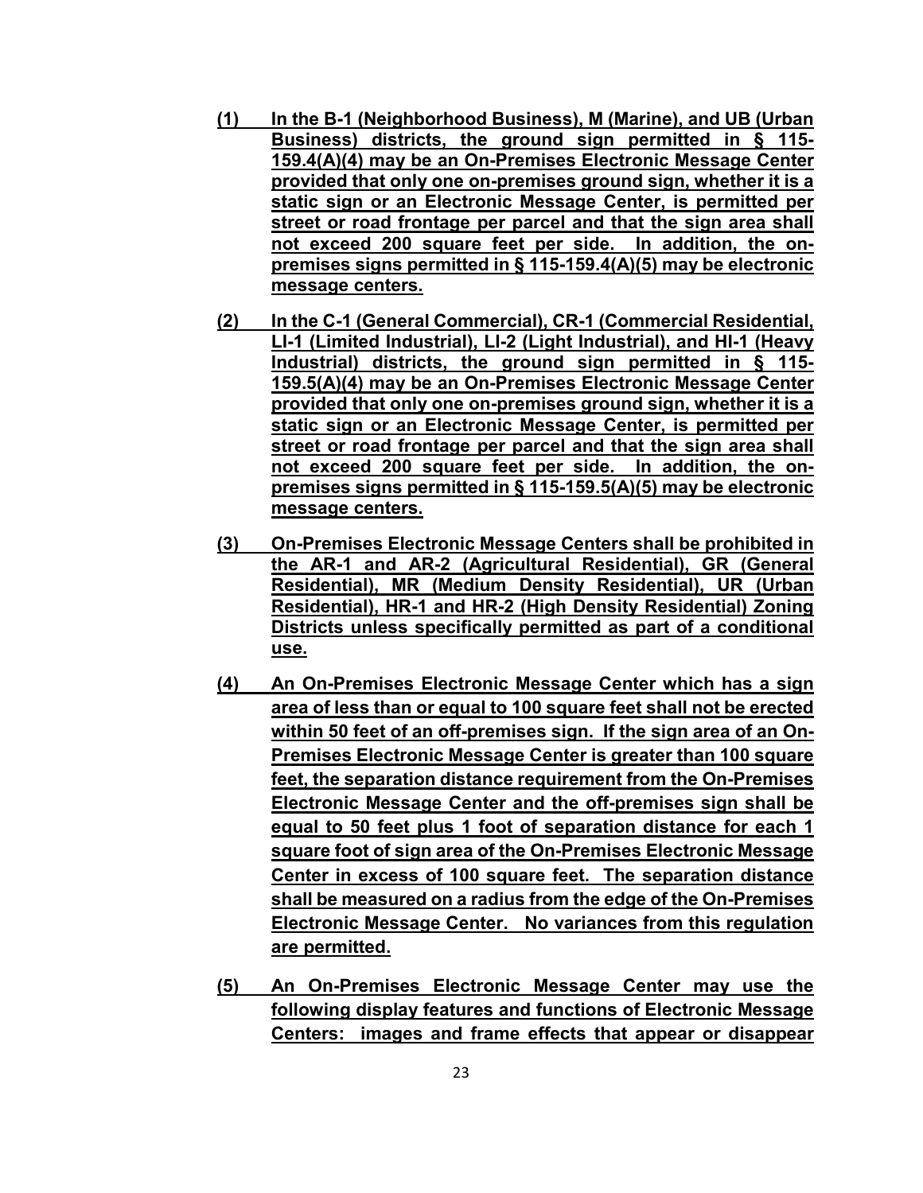**(1) In the B-1 (Neighborhood Business), M (Marine), and UB (Urban Business) districts, the ground sign permitted in § 115-159.4(A)(4) may be an On-Premises Electronic Message Center provided that only one on-premises ground sign, whether it is a static sign or an Electronic Message Center, is permitted per street or road frontage per parcel and that the sign area shall not exceed 200 square feet per side. In addition, the on-premises signs permitted in § 115-159.4(A)(5) may be electronic message centers.**

**(2) In the C-1 (General Commercial), CR-1 (Commercial Residential, LI-1 (Limited Industrial), LI-2 (Light Industrial), and HI-1 (Heavy Industrial) districts, the ground sign permitted in § 115-159.5(A)(4) may be an On-Premises Electronic Message Center provided that only one on-premises ground sign, whether it is a static sign or an Electronic Message Center, is permitted per street or road frontage per parcel and that the sign area shall not exceed 200 square feet per side. In addition, the on-premises signs permitted in § 115-159.5(A)(5) may be electronic message centers.**

**(3) On-Premises Electronic Message Centers shall be prohibited in the AR-1 and AR-2 (Agricultural Residential), GR (General Residential), MR (Medium Density Residential), UR (Urban Residential), HR-1 and HR-2 (High Density Residential) Zoning Districts unless specifically permitted as part of a conditional use.**

**(4) An On-Premises Electronic Message Center which has a sign area of less than or equal to 100 square feet shall not be erected within 50 feet of an off-premises sign. If the sign area of an On-Premises Electronic Message Center is greater than 100 square feet, the separation distance requirement from the On-Premises Electronic Message Center and the off-premises sign shall be equal to 50 feet plus 1 foot of separation distance for each 1 square foot of sign area of the On-Premises Electronic Message Center in excess of 100 square feet. The separation distance shall be measured on a radius from the edge of the On-Premises Electronic Message Center. No variances from this regulation are permitted.**

**(5) An On-Premises Electronic Message Center may use the following display features and functions of Electronic Message Centers: images and frame effects that appear or disappear**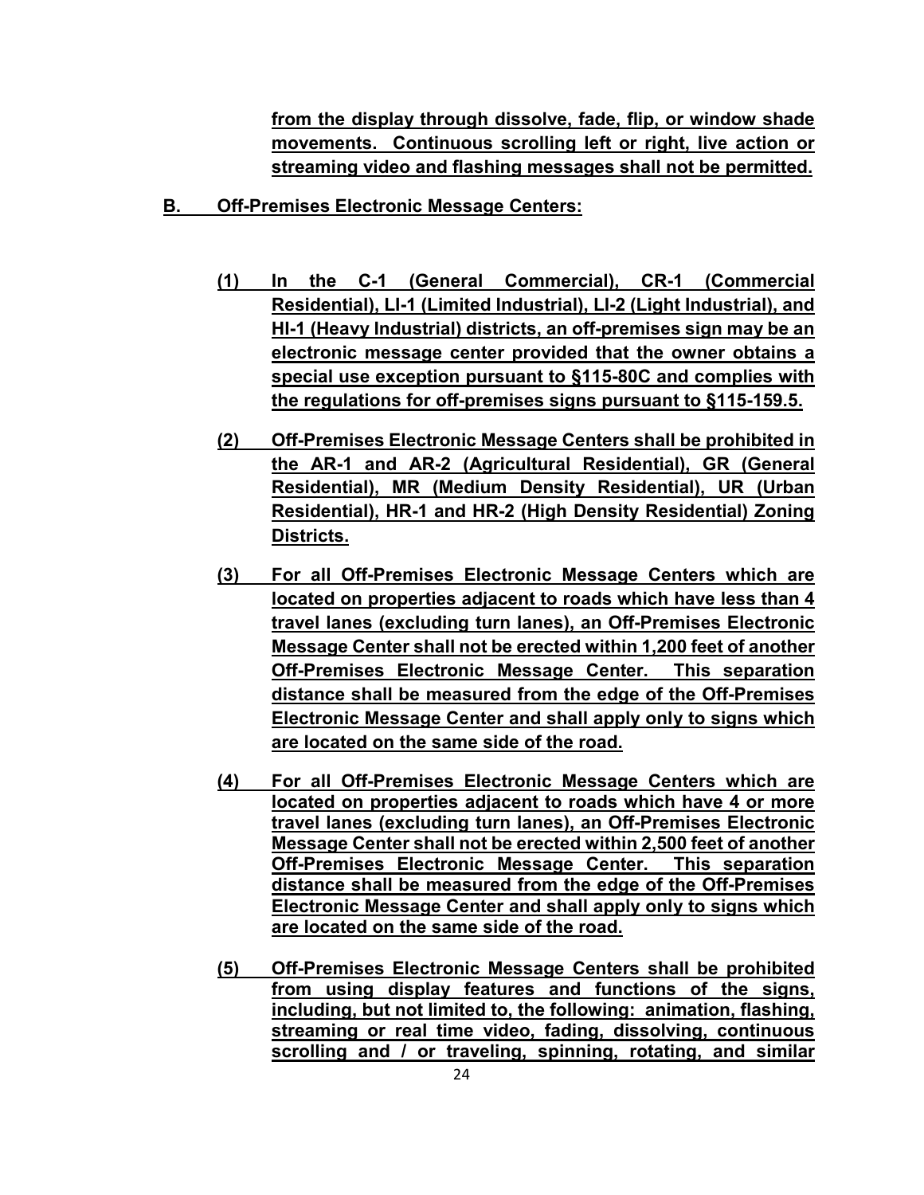**from the display through dissolve, fade, flip, or window shade movements. Continuous scrolling left or right, live action or streaming video and flashing messages shall not be permitted.**

**B. Off-Premises Electronic Message Centers:**

**(1) In the C-1 (General Commercial), CR-1 (Commercial Residential), LI-1 (Limited Industrial), LI-2 (Light Industrial), and HI-1 (Heavy Industrial) districts, an off-premises sign may be an electronic message center provided that the owner obtains a special use exception pursuant to §115-80C and complies with the regulations for off-premises signs pursuant to §115-159.5.**

**(2) Off-Premises Electronic Message Centers shall be prohibited in the AR-1 and AR-2 (Agricultural Residential), GR (General Residential), MR (Medium Density Residential), UR (Urban Residential), HR-1 and HR-2 (High Density Residential) Zoning Districts.**

**(3) For all Off-Premises Electronic Message Centers which are located on properties adjacent to roads which have less than 4 travel lanes (excluding turn lanes), an Off-Premises Electronic Message Center shall not be erected within 1,200 feet of another Off-Premises Electronic Message Center. This separation distance shall be measured from the edge of the Off-Premises Electronic Message Center and shall apply only to signs which are located on the same side of the road.**

**(4) For all Off-Premises Electronic Message Centers which are located on properties adjacent to roads which have 4 or more travel lanes (excluding turn lanes), an Off-Premises Electronic Message Center shall not be erected within 2,500 feet of another Off-Premises Electronic Message Center. This separation distance shall be measured from the edge of the Off-Premises Electronic Message Center and shall apply only to signs which are located on the same side of the road.**

**(5) Off-Premises Electronic Message Centers shall be prohibited from using display features and functions of the signs, including, but not limited to, the following: animation, flashing, streaming or real time video, fading, dissolving, continuous scrolling and / or traveling, spinning, rotating, and similar**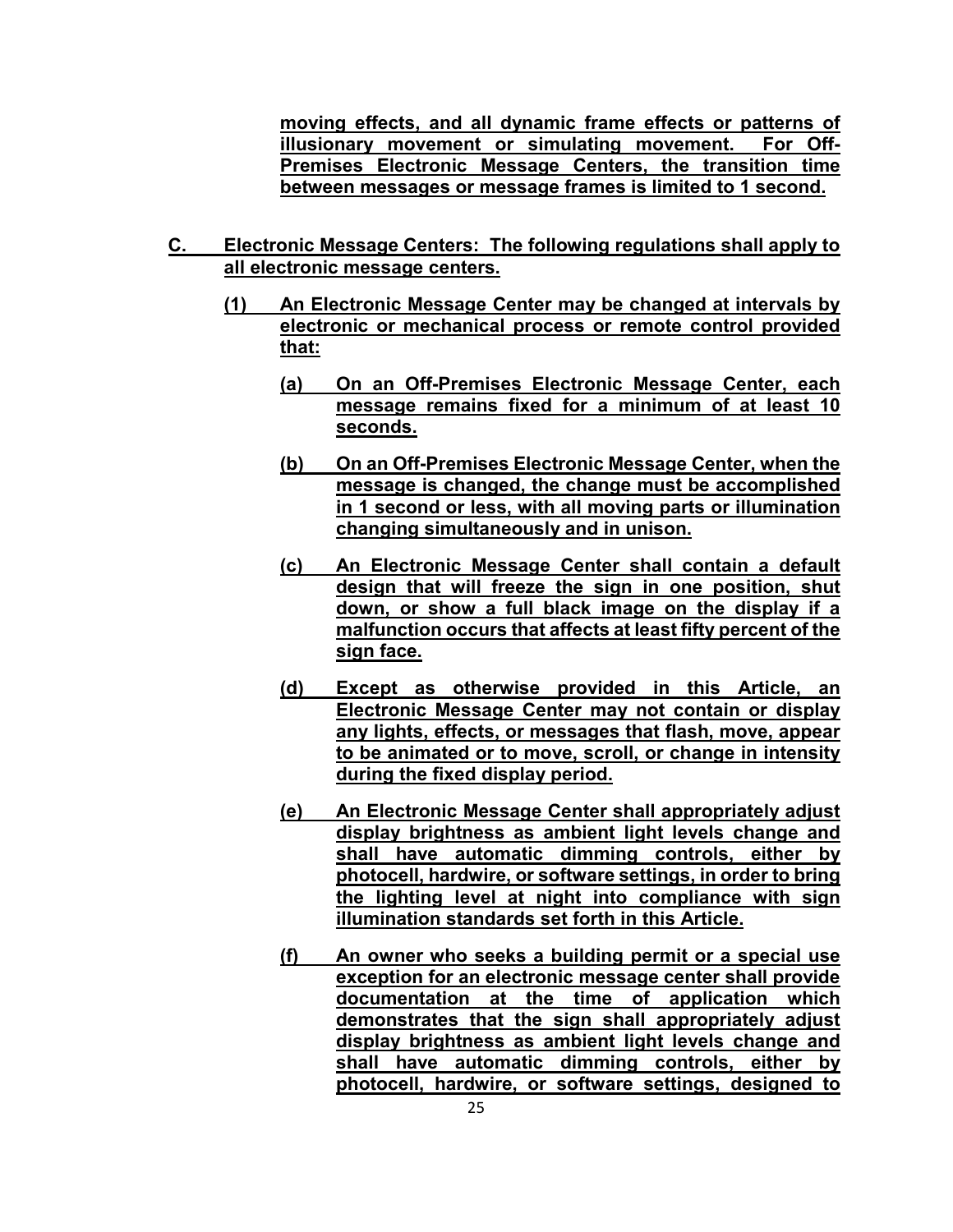**moving effects, and all dynamic frame effects or patterns of illusionary movement or simulating movement. For Off-Premises Electronic Message Centers, the transition time between messages or message frames is limited to 1 second.**

**C. Electronic Message Centers: The following regulations shall apply to all electronic message centers.**

**(1) An Electronic Message Center may be changed at intervals by electronic or mechanical process or remote control provided that:**

**(a) On an Off-Premises Electronic Message Center, each message remains fixed for a minimum of at least 10 seconds.**

**(b) On an Off-Premises Electronic Message Center, when the message is changed, the change must be accomplished in 1 second or less, with all moving parts or illumination changing simultaneously and in unison.**

**(c) An Electronic Message Center shall contain a default design that will freeze the sign in one position, shut down, or show a full black image on the display if a malfunction occurs that affects at least fifty percent of the sign face.**

**(d) Except as otherwise provided in this Article, an Electronic Message Center may not contain or display any lights, effects, or messages that flash, move, appear to be animated or to move, scroll, or change in intensity during the fixed display period.**

**(e) An Electronic Message Center shall appropriately adjust display brightness as ambient light levels change and shall have automatic dimming controls, either by photocell, hardwire, or software settings, in order to bring the lighting level at night into compliance with sign illumination standards set forth in this Article.**

**(f) An owner who seeks a building permit or a special use exception for an electronic message center shall provide documentation at the time of application which demonstrates that the sign shall appropriately adjust display brightness as ambient light levels change and shall have automatic dimming controls, either by photocell, hardwire, or software settings, designed to**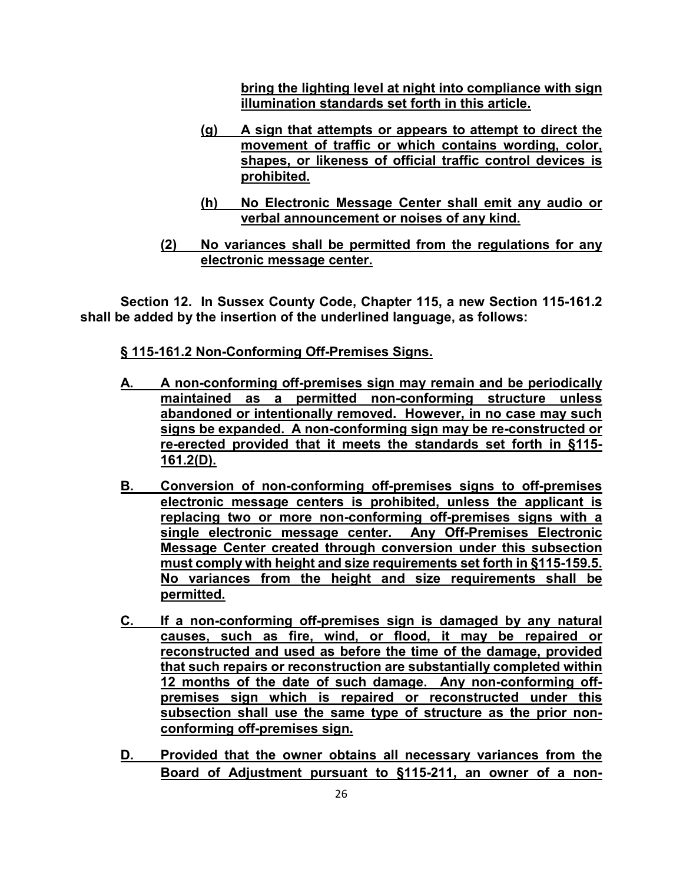**bring the lighting level at night into compliance with sign illumination standards set forth in this article.**

**(g) A sign that attempts or appears to attempt to direct the movement of traffic or which contains wording, color, shapes, or likeness of official traffic control devices is prohibited.**

**(h) No Electronic Message Center shall emit any audio or verbal announcement or noises of any kind.**

**(2) No variances shall be permitted from the regulations for any electronic message center.**

**Section 12. In Sussex County Code, Chapter 115, a new Section 115-161.2 shall be added by the insertion of the underlined language, as follows:**

**§ 115-161.2 Non-Conforming Off-Premises Signs.**

**A. A non-conforming off-premises sign may remain and be periodically maintained as a permitted non-conforming structure unless abandoned or intentionally removed. However, in no case may such signs be expanded. A non-conforming sign may be re-constructed or re-erected provided that it meets the standards set forth in §115-161.2(D).**

**B. Conversion of non-conforming off-premises signs to off-premises electronic message centers is prohibited, unless the applicant is replacing two or more non-conforming off-premises signs with a single electronic message center. Any Off-Premises Electronic Message Center created through conversion under this subsection must comply with height and size requirements set forth in §115-159.5. No variances from the height and size requirements shall be permitted.**

**C. If a non-conforming off-premises sign is damaged by any natural causes, such as fire, wind, or flood, it may be repaired or reconstructed and used as before the time of the damage, provided that such repairs or reconstruction are substantially completed within 12 months of the date of such damage. Any non-conforming off-premises sign which is repaired or reconstructed under this subsection shall use the same type of structure as the prior non-conforming off-premises sign.**

**D. Provided that the owner obtains all necessary variances from the Board of Adjustment pursuant to §115-211, an owner of a non-**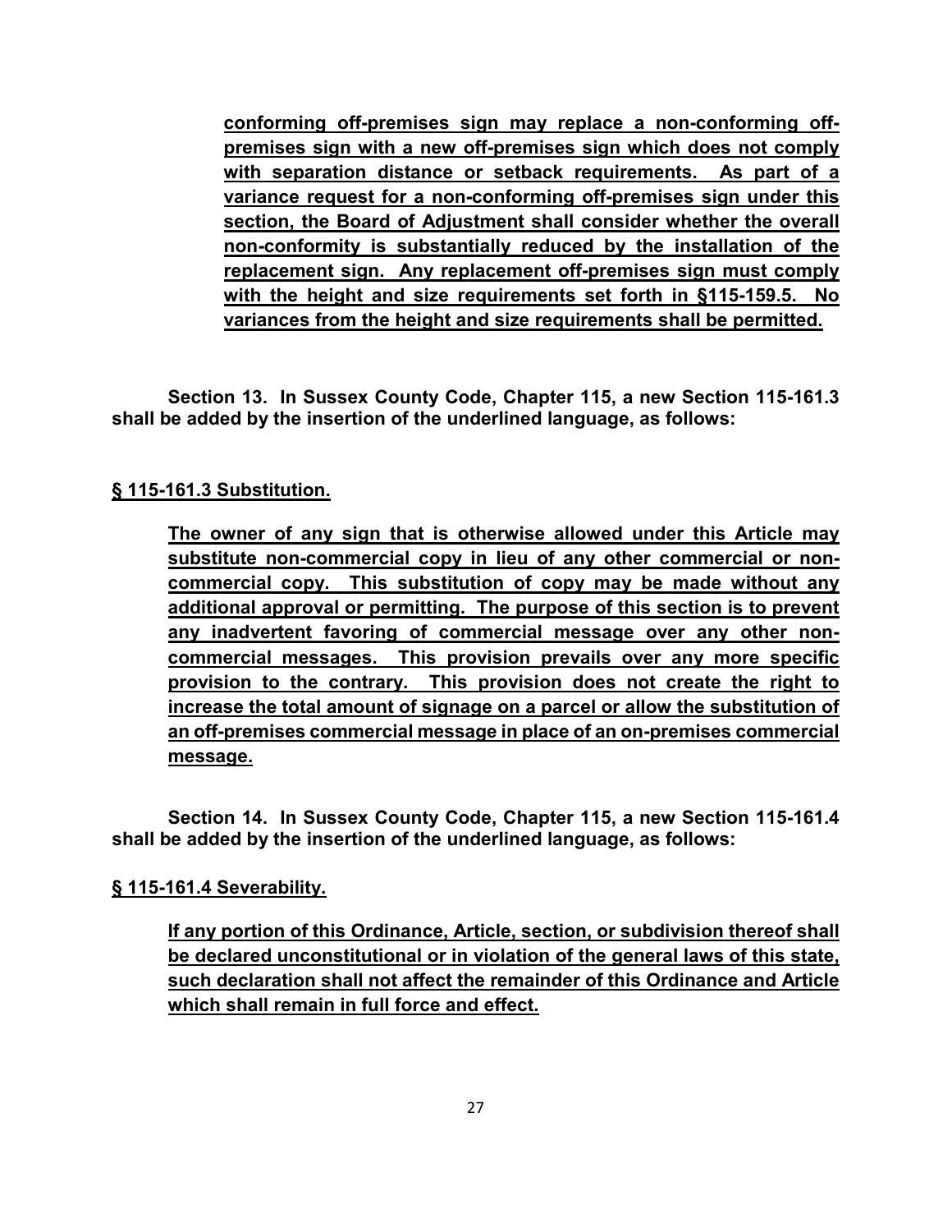**conforming off-premises sign may replace a non-conforming off-premises sign with a new off-premises sign which does not comply with separation distance or setback requirements. As part of a variance request for a non-conforming off-premises sign under this section, the Board of Adjustment shall consider whether the overall non-conformity is substantially reduced by the installation of the replacement sign. Any replacement off-premises sign must comply with the height and size requirements set forth in §115-159.5. No variances from the height and size requirements shall be permitted.**

**Section 13. In Sussex County Code, Chapter 115, a new Section 115-161.3 shall be added by the insertion of the underlined language, as follows:**

**§ 115-161.3 Substitution.**

**The owner of any sign that is otherwise allowed under this Article may substitute non-commercial copy in lieu of any other commercial or non-commercial copy. This substitution of copy may be made without any additional approval or permitting. The purpose of this section is to prevent any inadvertent favoring of commercial message over any other non-commercial messages. This provision prevails over any more specific provision to the contrary. This provision does not create the right to increase the total amount of signage on a parcel or allow the substitution of an off-premises commercial message in place of an on-premises commercial message.**

**Section 14. In Sussex County Code, Chapter 115, a new Section 115-161.4 shall be added by the insertion of the underlined language, as follows:**

**§ 115-161.4 Severability.**

**If any portion of this Ordinance, Article, section, or subdivision thereof shall be declared unconstitutional or in violation of the general laws of this state, such declaration shall not affect the remainder of this Ordinance and Article which shall remain in full force and effect.**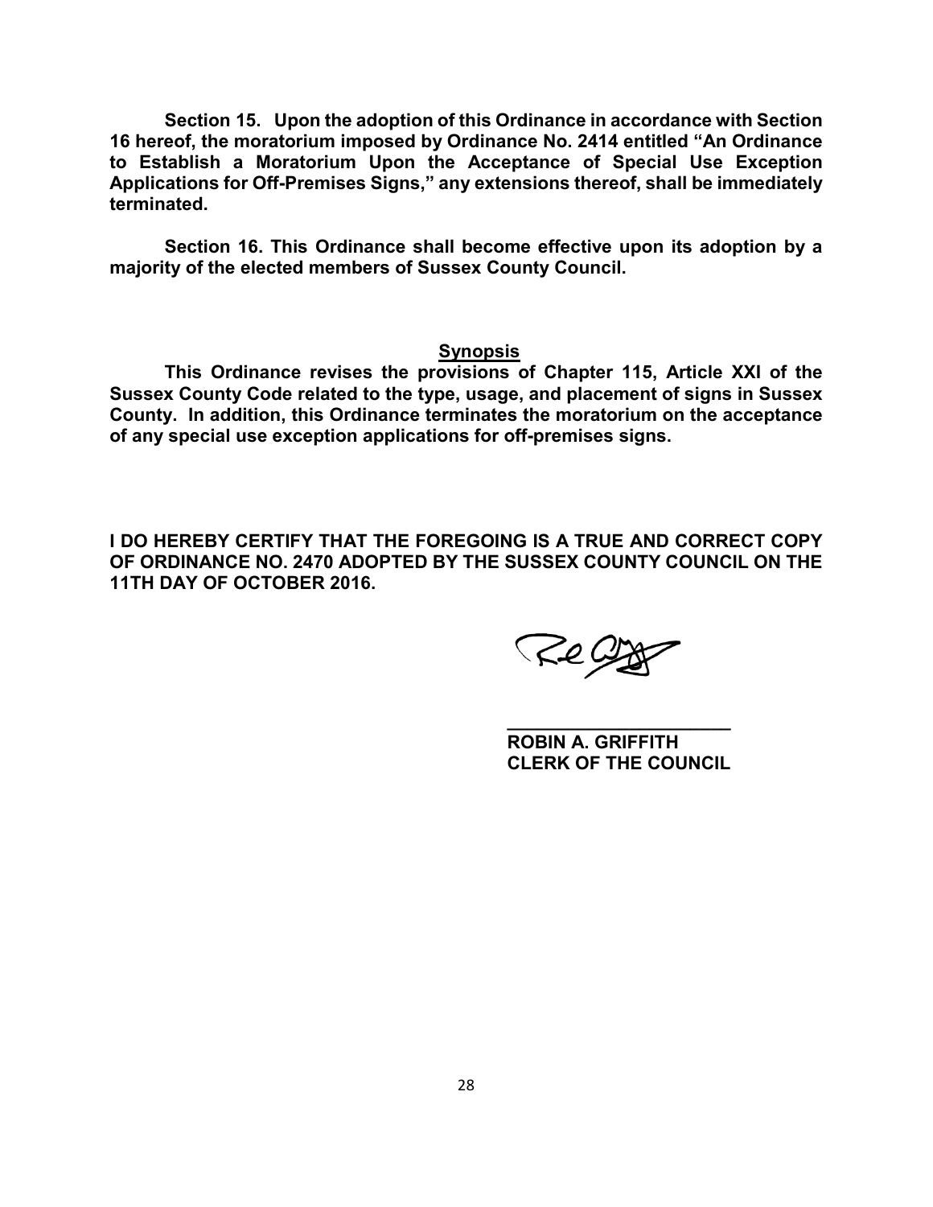**Section 15. Upon the adoption of this Ordinance in accordance with Section 16 hereof, the moratorium imposed by Ordinance No. 2414 entitled "An Ordinance to Establish a Moratorium Upon the Acceptance of Special Use Exception Applications for Off-Premises Signs," any extensions thereof, shall be immediately terminated.**

**Section 16. This Ordinance shall become effective upon its adoption by a majority of the elected members of Sussex County Council.**

**<u>Synopsis</u>**

**This Ordinance revises the provisions of Chapter 115, Article XXI of the Sussex County Code related to the type, usage, and placement of signs in Sussex County. In addition, this Ordinance terminates the moratorium on the acceptance of any special use exception applications for off-premises signs.**

**I DO HEREBY CERTIFY THAT THE FOREGOING IS A TRUE AND CORRECT COPY OF ORDINANCE NO. 2470 ADOPTED BY THE SUSSEX COUNTY COUNCIL ON THE 11TH DAY OF OCTOBER 2016.**

\_\_\_\_\_\_\_\_\_\_\_\_\_\_\_\_\_\_\_\_\_\_\_\_
**ROBIN A. GRIFFITH**
**CLERK OF THE COUNCIL**